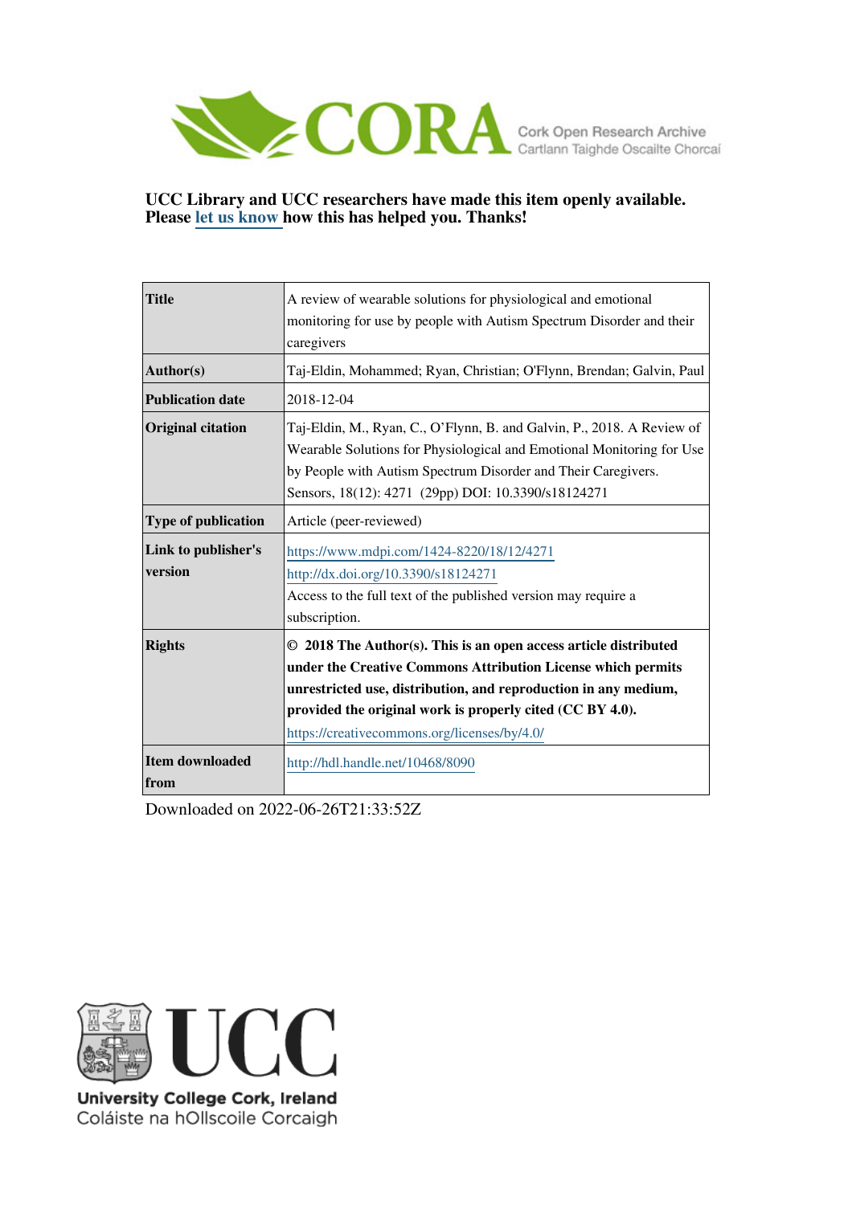CORA Cork Open Research Archive
Cartlann Taighde Oscailte Chorcaí

**UCC Library and UCC researchers have made this item openly available. Please let us know how this has helped you. Thanks!**

| | |
|---|---|
| **Title** | A review of wearable solutions for physiological and emotional monitoring for use by people with Autism Spectrum Disorder and their caregivers |
| **Author(s)** | Taj-Eldin, Mohammed; Ryan, Christian; O'Flynn, Brendan; Galvin, Paul |
| **Publication date** | 2018-12-04 |
| **Original citation** | Taj-Eldin, M., Ryan, C., O'Flynn, B. and Galvin, P., 2018. A Review of Wearable Solutions for Physiological and Emotional Monitoring for Use by People with Autism Spectrum Disorder and Their Caregivers. Sensors, 18(12): 4271 (29pp) DOI: 10.3390/s18124271 |
| **Type of publication** | Article (peer-reviewed) |
| **Link to publisher's version** | https://www.mdpi.com/1424-8220/18/12/4271 http://dx.doi.org/10.3390/s18124271 Access to the full text of the published version may require a subscription. |
| **Rights** | **© 2018 The Author(s). This is an open access article distributed under the Creative Commons Attribution License which permits unrestricted use, distribution, and reproduction in any medium, provided the original work is properly cited (CC BY 4.0).** https://creativecommons.org/licenses/by/4.0/ |
| **Item downloaded from** | http://hdl.handle.net/10468/8090 |

Downloaded on 2022-06-26T21:33:52Z

UCC
University College Cork, Ireland
Coláiste na hOllscoile Corcaigh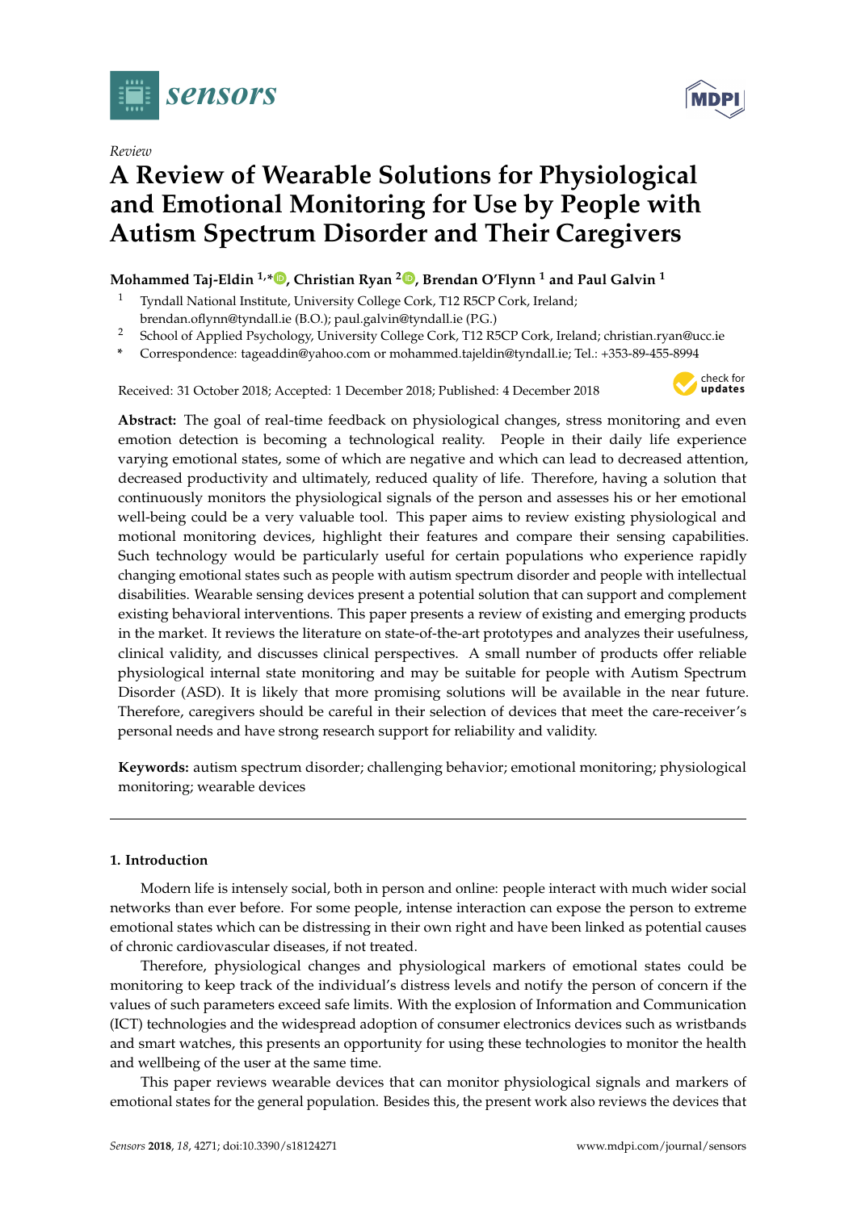# A Review of Wearable Solutions for Physiological and Emotional Monitoring for Use by People with Autism Spectrum Disorder and Their Caregivers

**Mohammed Taj-Eldin [1,*], Christian Ryan [2], Brendan O'Flynn [1] and Paul Galvin [1]**

[1] Tyndall National Institute, University College Cork, T12 R5CP Cork, Ireland; brendan.oflynn@tyndall.ie (B.O.); paul.galvin@tyndall.ie (P.G.)

[2] School of Applied Psychology, University College Cork, T12 R5CP Cork, Ireland; christian.ryan@ucc.ie

[*] Correspondence: tageaddin@yahoo.com or mohammed.tajeldin@tyndall.ie; Tel.: +353-89-455-8994

Received: 31 October 2018; Accepted: 1 December 2018; Published: 4 December 2018

**Abstract:** The goal of real-time feedback on physiological changes, stress monitoring and even emotion detection is becoming a technological reality. People in their daily life experience varying emotional states, some of which are negative and which can lead to decreased attention, decreased productivity and ultimately, reduced quality of life. Therefore, having a solution that continuously monitors the physiological signals of the person and assesses his or her emotional well-being could be a very valuable tool. This paper aims to review existing physiological and motional monitoring devices, highlight their features and compare their sensing capabilities. Such technology would be particularly useful for certain populations who experience rapidly changing emotional states such as people with autism spectrum disorder and people with intellectual disabilities. Wearable sensing devices present a potential solution that can support and complement existing behavioral interventions. This paper presents a review of existing and emerging products in the market. It reviews the literature on state-of-the-art prototypes and analyzes their usefulness, clinical validity, and discusses clinical perspectives. A small number of products offer reliable physiological internal state monitoring and may be suitable for people with Autism Spectrum Disorder (ASD). It is likely that more promising solutions will be available in the near future. Therefore, caregivers should be careful in their selection of devices that meet the care-receiver's personal needs and have strong research support for reliability and validity.

**Keywords:** autism spectrum disorder; challenging behavior; emotional monitoring; physiological monitoring; wearable devices

## 1. Introduction

Modern life is intensely social, both in person and online: people interact with much wider social networks than ever before. For some people, intense interaction can expose the person to extreme emotional states which can be distressing in their own right and have been linked as potential causes of chronic cardiovascular diseases, if not treated.

Therefore, physiological changes and physiological markers of emotional states could be monitoring to keep track of the individual's distress levels and notify the person of concern if the values of such parameters exceed safe limits. With the explosion of Information and Communication (ICT) technologies and the widespread adoption of consumer electronics devices such as wristbands and smart watches, this presents an opportunity for using these technologies to monitor the health and wellbeing of the user at the same time.

This paper reviews wearable devices that can monitor physiological signals and markers of emotional states for the general population. Besides this, the present work also reviews the devices that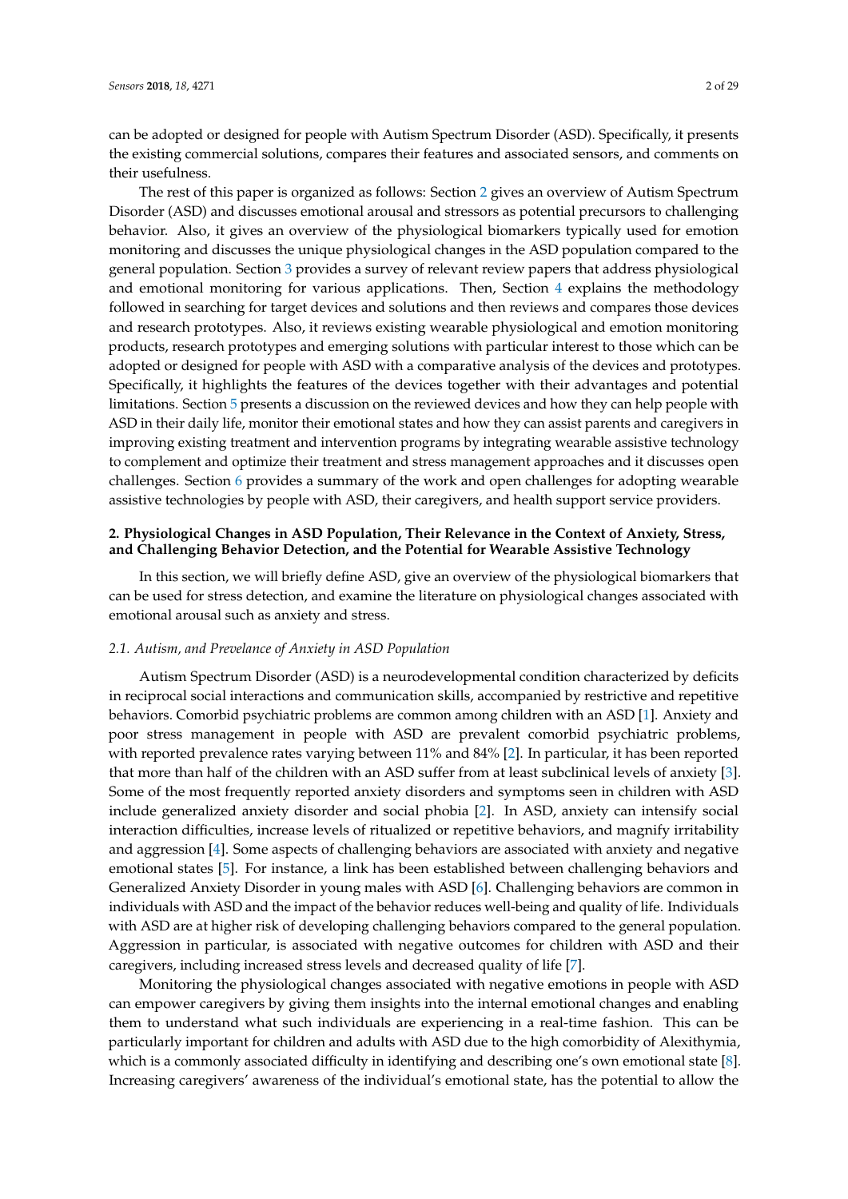can be adopted or designed for people with Autism Spectrum Disorder (ASD). Specifically, it presents the existing commercial solutions, compares their features and associated sensors, and comments on their usefulness.

The rest of this paper is organized as follows: Section 2 gives an overview of Autism Spectrum Disorder (ASD) and discusses emotional arousal and stressors as potential precursors to challenging behavior. Also, it gives an overview of the physiological biomarkers typically used for emotion monitoring and discusses the unique physiological changes in the ASD population compared to the general population. Section 3 provides a survey of relevant review papers that address physiological and emotional monitoring for various applications. Then, Section 4 explains the methodology followed in searching for target devices and solutions and then reviews and compares those devices and research prototypes. Also, it reviews existing wearable physiological and emotion monitoring products, research prototypes and emerging solutions with particular interest to those which can be adopted or designed for people with ASD with a comparative analysis of the devices and prototypes. Specifically, it highlights the features of the devices together with their advantages and potential limitations. Section 5 presents a discussion on the reviewed devices and how they can help people with ASD in their daily life, monitor their emotional states and how they can assist parents and caregivers in improving existing treatment and intervention programs by integrating wearable assistive technology to complement and optimize their treatment and stress management approaches and it discusses open challenges. Section 6 provides a summary of the work and open challenges for adopting wearable assistive technologies by people with ASD, their caregivers, and health support service providers.

## 2. Physiological Changes in ASD Population, Their Relevance in the Context of Anxiety, Stress, and Challenging Behavior Detection, and the Potential for Wearable Assistive Technology

In this section, we will briefly define ASD, give an overview of the physiological biomarkers that can be used for stress detection, and examine the literature on physiological changes associated with emotional arousal such as anxiety and stress.

### *2.1. Autism, and Prevelance of Anxiety in ASD Population*

Autism Spectrum Disorder (ASD) is a neurodevelopmental condition characterized by deficits in reciprocal social interactions and communication skills, accompanied by restrictive and repetitive behaviors. Comorbid psychiatric problems are common among children with an ASD [1]. Anxiety and poor stress management in people with ASD are prevalent comorbid psychiatric problems, with reported prevalence rates varying between 11% and 84% [2]. In particular, it has been reported that more than half of the children with an ASD suffer from at least subclinical levels of anxiety [3]. Some of the most frequently reported anxiety disorders and symptoms seen in children with ASD include generalized anxiety disorder and social phobia [2]. In ASD, anxiety can intensify social interaction difficulties, increase levels of ritualized or repetitive behaviors, and magnify irritability and aggression [4]. Some aspects of challenging behaviors are associated with anxiety and negative emotional states [5]. For instance, a link has been established between challenging behaviors and Generalized Anxiety Disorder in young males with ASD [6]. Challenging behaviors are common in individuals with ASD and the impact of the behavior reduces well-being and quality of life. Individuals with ASD are at higher risk of developing challenging behaviors compared to the general population. Aggression in particular, is associated with negative outcomes for children with ASD and their caregivers, including increased stress levels and decreased quality of life [7].

Monitoring the physiological changes associated with negative emotions in people with ASD can empower caregivers by giving them insights into the internal emotional changes and enabling them to understand what such individuals are experiencing in a real-time fashion. This can be particularly important for children and adults with ASD due to the high comorbidity of Alexithymia, which is a commonly associated difficulty in identifying and describing one's own emotional state [8]. Increasing caregivers' awareness of the individual's emotional state, has the potential to allow the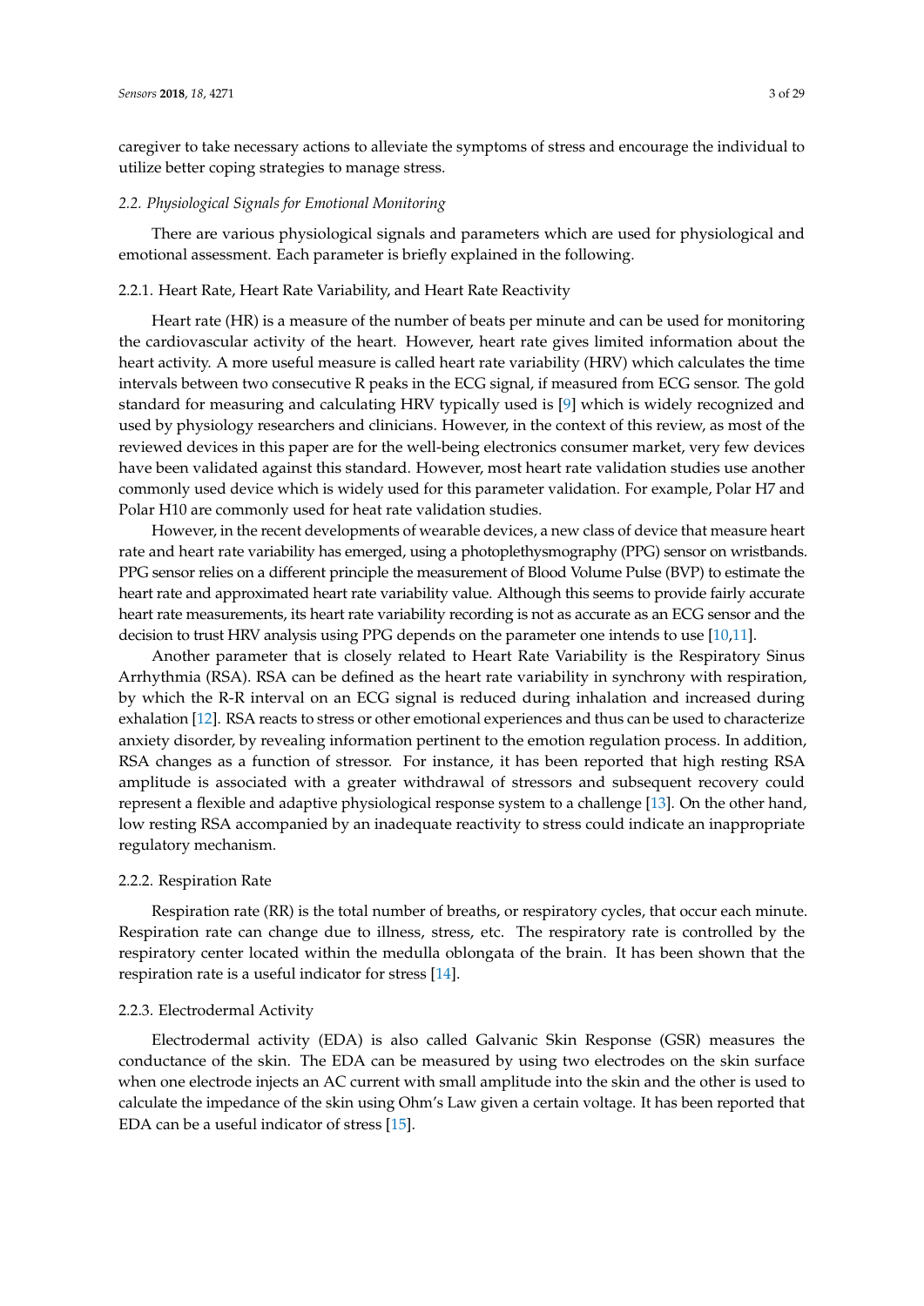caregiver to take necessary actions to alleviate the symptoms of stress and encourage the individual to utilize better coping strategies to manage stress.

### *2.2. Physiological Signals for Emotional Monitoring*

There are various physiological signals and parameters which are used for physiological and emotional assessment. Each parameter is briefly explained in the following.

#### 2.2.1. Heart Rate, Heart Rate Variability, and Heart Rate Reactivity

Heart rate (HR) is a measure of the number of beats per minute and can be used for monitoring the cardiovascular activity of the heart. However, heart rate gives limited information about the heart activity. A more useful measure is called heart rate variability (HRV) which calculates the time intervals between two consecutive R peaks in the ECG signal, if measured from ECG sensor. The gold standard for measuring and calculating HRV typically used is [9] which is widely recognized and used by physiology researchers and clinicians. However, in the context of this review, as most of the reviewed devices in this paper are for the well-being electronics consumer market, very few devices have been validated against this standard. However, most heart rate validation studies use another commonly used device which is widely used for this parameter validation. For example, Polar H7 and Polar H10 are commonly used for heat rate validation studies.

However, in the recent developments of wearable devices, a new class of device that measure heart rate and heart rate variability has emerged, using a photoplethysmography (PPG) sensor on wristbands. PPG sensor relies on a different principle the measurement of Blood Volume Pulse (BVP) to estimate the heart rate and approximated heart rate variability value. Although this seems to provide fairly accurate heart rate measurements, its heart rate variability recording is not as accurate as an ECG sensor and the decision to trust HRV analysis using PPG depends on the parameter one intends to use [10,11].

Another parameter that is closely related to Heart Rate Variability is the Respiratory Sinus Arrhythmia (RSA). RSA can be defined as the heart rate variability in synchrony with respiration, by which the R-R interval on an ECG signal is reduced during inhalation and increased during exhalation [12]. RSA reacts to stress or other emotional experiences and thus can be used to characterize anxiety disorder, by revealing information pertinent to the emotion regulation process. In addition, RSA changes as a function of stressor. For instance, it has been reported that high resting RSA amplitude is associated with a greater withdrawal of stressors and subsequent recovery could represent a flexible and adaptive physiological response system to a challenge [13]. On the other hand, low resting RSA accompanied by an inadequate reactivity to stress could indicate an inappropriate regulatory mechanism.

#### 2.2.2. Respiration Rate

Respiration rate (RR) is the total number of breaths, or respiratory cycles, that occur each minute. Respiration rate can change due to illness, stress, etc. The respiratory rate is controlled by the respiratory center located within the medulla oblongata of the brain. It has been shown that the respiration rate is a useful indicator for stress [14].

#### 2.2.3. Electrodermal Activity

Electrodermal activity (EDA) is also called Galvanic Skin Response (GSR) measures the conductance of the skin. The EDA can be measured by using two electrodes on the skin surface when one electrode injects an AC current with small amplitude into the skin and the other is used to calculate the impedance of the skin using Ohm's Law given a certain voltage. It has been reported that EDA can be a useful indicator of stress [15].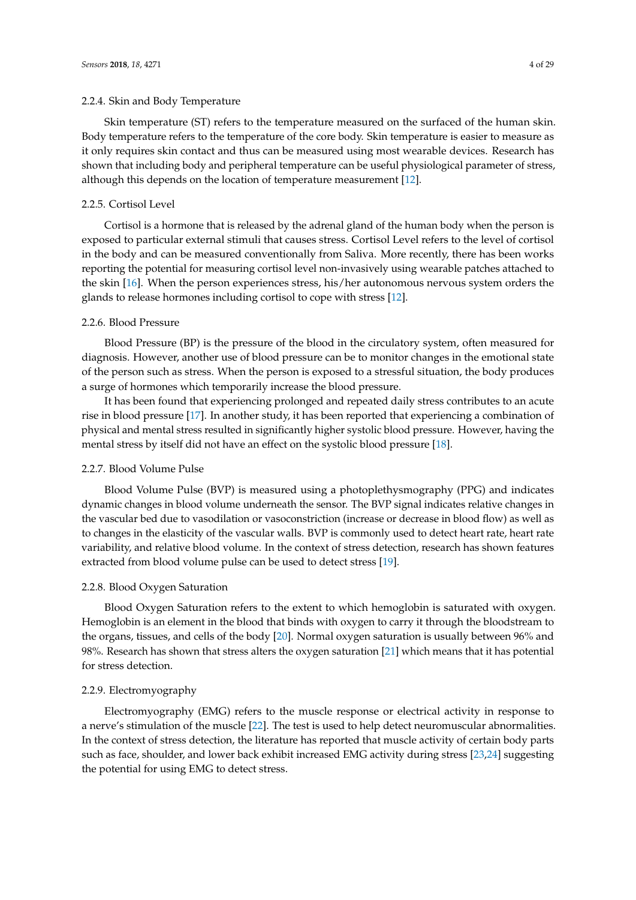#### 2.2.4. Skin and Body Temperature

Skin temperature (ST) refers to the temperature measured on the surfaced of the human skin. Body temperature refers to the temperature of the core body. Skin temperature is easier to measure as it only requires skin contact and thus can be measured using most wearable devices. Research has shown that including body and peripheral temperature can be useful physiological parameter of stress, although this depends on the location of temperature measurement [12].

#### 2.2.5. Cortisol Level

Cortisol is a hormone that is released by the adrenal gland of the human body when the person is exposed to particular external stimuli that causes stress. Cortisol Level refers to the level of cortisol in the body and can be measured conventionally from Saliva. More recently, there has been works reporting the potential for measuring cortisol level non-invasively using wearable patches attached to the skin [16]. When the person experiences stress, his/her autonomous nervous system orders the glands to release hormones including cortisol to cope with stress [12].

#### 2.2.6. Blood Pressure

Blood Pressure (BP) is the pressure of the blood in the circulatory system, often measured for diagnosis. However, another use of blood pressure can be to monitor changes in the emotional state of the person such as stress. When the person is exposed to a stressful situation, the body produces a surge of hormones which temporarily increase the blood pressure.

It has been found that experiencing prolonged and repeated daily stress contributes to an acute rise in blood pressure [17]. In another study, it has been reported that experiencing a combination of physical and mental stress resulted in significantly higher systolic blood pressure. However, having the mental stress by itself did not have an effect on the systolic blood pressure [18].

#### 2.2.7. Blood Volume Pulse

Blood Volume Pulse (BVP) is measured using a photoplethysmography (PPG) and indicates dynamic changes in blood volume underneath the sensor. The BVP signal indicates relative changes in the vascular bed due to vasodilation or vasoconstriction (increase or decrease in blood flow) as well as to changes in the elasticity of the vascular walls. BVP is commonly used to detect heart rate, heart rate variability, and relative blood volume. In the context of stress detection, research has shown features extracted from blood volume pulse can be used to detect stress [19].

#### 2.2.8. Blood Oxygen Saturation

Blood Oxygen Saturation refers to the extent to which hemoglobin is saturated with oxygen. Hemoglobin is an element in the blood that binds with oxygen to carry it through the bloodstream to the organs, tissues, and cells of the body [20]. Normal oxygen saturation is usually between 96% and 98%. Research has shown that stress alters the oxygen saturation [21] which means that it has potential for stress detection.

#### 2.2.9. Electromyography

Electromyography (EMG) refers to the muscle response or electrical activity in response to a nerve's stimulation of the muscle [22]. The test is used to help detect neuromuscular abnormalities. In the context of stress detection, the literature has reported that muscle activity of certain body parts such as face, shoulder, and lower back exhibit increased EMG activity during stress [23,24] suggesting the potential for using EMG to detect stress.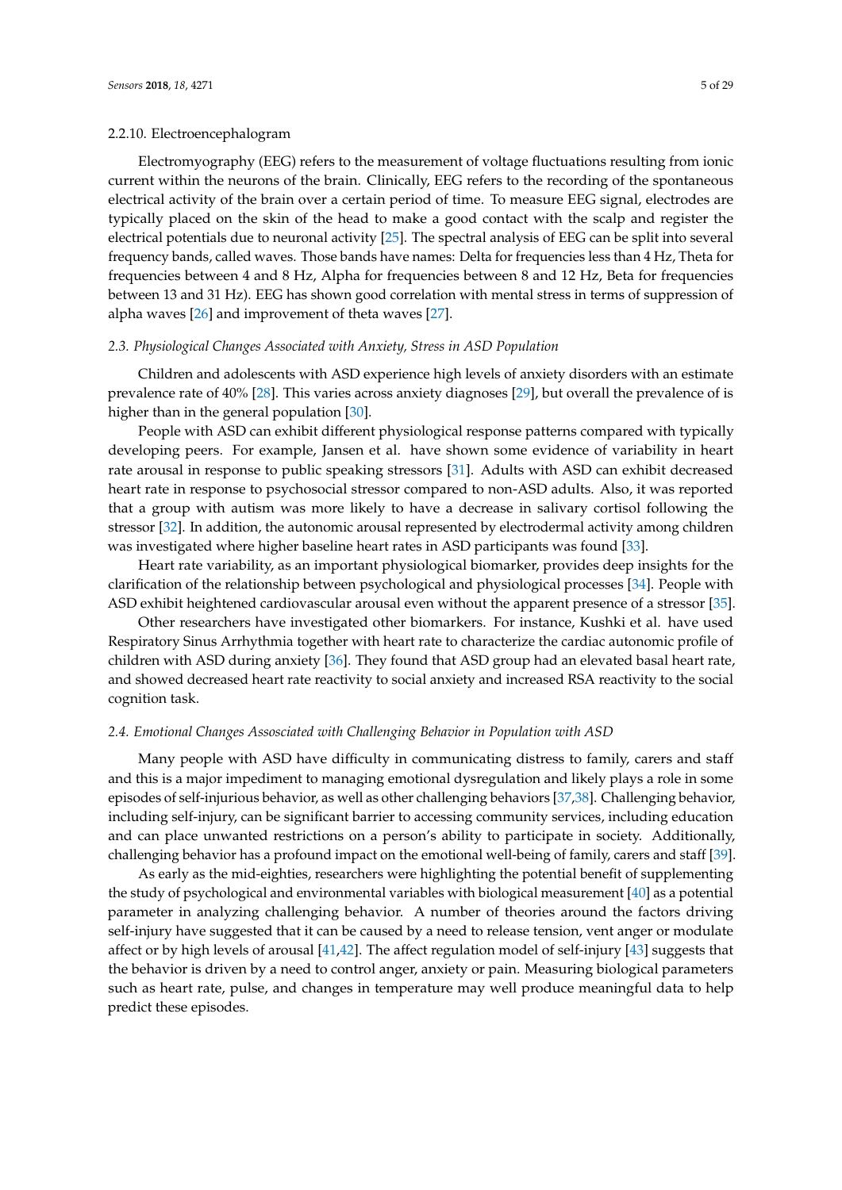#### 2.2.10. Electroencephalogram

Electromyography (EEG) refers to the measurement of voltage fluctuations resulting from ionic current within the neurons of the brain. Clinically, EEG refers to the recording of the spontaneous electrical activity of the brain over a certain period of time. To measure EEG signal, electrodes are typically placed on the skin of the head to make a good contact with the scalp and register the electrical potentials due to neuronal activity [25]. The spectral analysis of EEG can be split into several frequency bands, called waves. Those bands have names: Delta for frequencies less than 4 Hz, Theta for frequencies between 4 and 8 Hz, Alpha for frequencies between 8 and 12 Hz, Beta for frequencies between 13 and 31 Hz). EEG has shown good correlation with mental stress in terms of suppression of alpha waves [26] and improvement of theta waves [27].

### *2.3. Physiological Changes Associated with Anxiety, Stress in ASD Population*

Children and adolescents with ASD experience high levels of anxiety disorders with an estimate prevalence rate of 40% [28]. This varies across anxiety diagnoses [29], but overall the prevalence of is higher than in the general population [30].

People with ASD can exhibit different physiological response patterns compared with typically developing peers. For example, Jansen et al. have shown some evidence of variability in heart rate arousal in response to public speaking stressors [31]. Adults with ASD can exhibit decreased heart rate in response to psychosocial stressor compared to non-ASD adults. Also, it was reported that a group with autism was more likely to have a decrease in salivary cortisol following the stressor [32]. In addition, the autonomic arousal represented by electrodermal activity among children was investigated where higher baseline heart rates in ASD participants was found [33].

Heart rate variability, as an important physiological biomarker, provides deep insights for the clarification of the relationship between psychological and physiological processes [34]. People with ASD exhibit heightened cardiovascular arousal even without the apparent presence of a stressor [35].

Other researchers have investigated other biomarkers. For instance, Kushki et al. have used Respiratory Sinus Arrhythmia together with heart rate to characterize the cardiac autonomic profile of children with ASD during anxiety [36]. They found that ASD group had an elevated basal heart rate, and showed decreased heart rate reactivity to social anxiety and increased RSA reactivity to the social cognition task.

### *2.4. Emotional Changes Assosciated with Challenging Behavior in Population with ASD*

Many people with ASD have difficulty in communicating distress to family, carers and staff and this is a major impediment to managing emotional dysregulation and likely plays a role in some episodes of self-injurious behavior, as well as other challenging behaviors [37,38]. Challenging behavior, including self-injury, can be significant barrier to accessing community services, including education and can place unwanted restrictions on a person's ability to participate in society. Additionally, challenging behavior has a profound impact on the emotional well-being of family, carers and staff [39].

As early as the mid-eighties, researchers were highlighting the potential benefit of supplementing the study of psychological and environmental variables with biological measurement [40] as a potential parameter in analyzing challenging behavior. A number of theories around the factors driving self-injury have suggested that it can be caused by a need to release tension, vent anger or modulate affect or by high levels of arousal [41,42]. The affect regulation model of self-injury [43] suggests that the behavior is driven by a need to control anger, anxiety or pain. Measuring biological parameters such as heart rate, pulse, and changes in temperature may well produce meaningful data to help predict these episodes.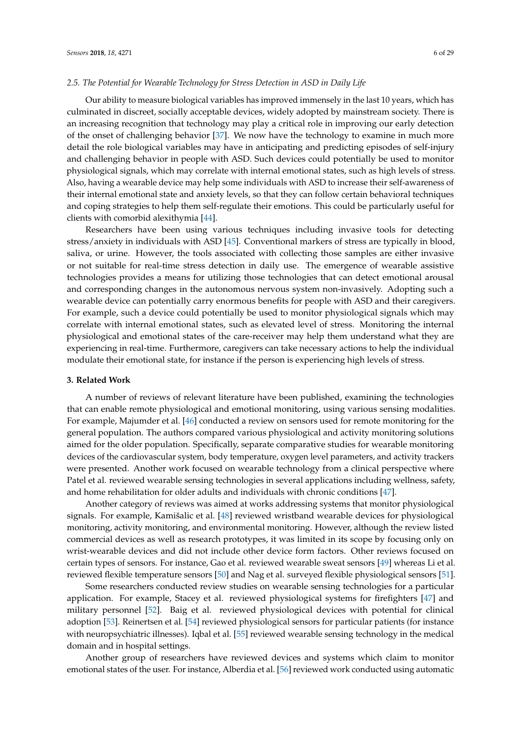### 2.5. The Potential for Wearable Technology for Stress Detection in ASD in Daily Life

Our ability to measure biological variables has improved immensely in the last 10 years, which has culminated in discreet, socially acceptable devices, widely adopted by mainstream society. There is an increasing recognition that technology may play a critical role in improving our early detection of the onset of challenging behavior [37]. We now have the technology to examine in much more detail the role biological variables may have in anticipating and predicting episodes of self-injury and challenging behavior in people with ASD. Such devices could potentially be used to monitor physiological signals, which may correlate with internal emotional states, such as high levels of stress. Also, having a wearable device may help some individuals with ASD to increase their self-awareness of their internal emotional state and anxiety levels, so that they can follow certain behavioral techniques and coping strategies to help them self-regulate their emotions. This could be particularly useful for clients with comorbid alexithymia [44].

Researchers have been using various techniques including invasive tools for detecting stress/anxiety in individuals with ASD [45]. Conventional markers of stress are typically in blood, saliva, or urine. However, the tools associated with collecting those samples are either invasive or not suitable for real-time stress detection in daily use. The emergence of wearable assistive technologies provides a means for utilizing those technologies that can detect emotional arousal and corresponding changes in the autonomous nervous system non-invasively. Adopting such a wearable device can potentially carry enormous benefits for people with ASD and their caregivers. For example, such a device could potentially be used to monitor physiological signals which may correlate with internal emotional states, such as elevated level of stress. Monitoring the internal physiological and emotional states of the care-receiver may help them understand what they are experiencing in real-time. Furthermore, caregivers can take necessary actions to help the individual modulate their emotional state, for instance if the person is experiencing high levels of stress.

## 3. Related Work

A number of reviews of relevant literature have been published, examining the technologies that can enable remote physiological and emotional monitoring, using various sensing modalities. For example, Majumder et al. [46] conducted a review on sensors used for remote monitoring for the general population. The authors compared various physiological and activity monitoring solutions aimed for the older population. Specifically, separate comparative studies for wearable monitoring devices of the cardiovascular system, body temperature, oxygen level parameters, and activity trackers were presented. Another work focused on wearable technology from a clinical perspective where Patel et al. reviewed wearable sensing technologies in several applications including wellness, safety, and home rehabilitation for older adults and individuals with chronic conditions [47].

Another category of reviews was aimed at works addressing systems that monitor physiological signals. For example, Kamišalic et al. [48] reviewed wristband wearable devices for physiological monitoring, activity monitoring, and environmental monitoring. However, although the review listed commercial devices as well as research prototypes, it was limited in its scope by focusing only on wrist-wearable devices and did not include other device form factors. Other reviews focused on certain types of sensors. For instance, Gao et al. reviewed wearable sweat sensors [49] whereas Li et al. reviewed flexible temperature sensors [50] and Nag et al. surveyed flexible physiological sensors [51].

Some researchers conducted review studies on wearable sensing technologies for a particular application. For example, Stacey et al. reviewed physiological systems for firefighters [47] and military personnel [52]. Baig et al. reviewed physiological devices with potential for clinical adoption [53]. Reinertsen et al. [54] reviewed physiological sensors for particular patients (for instance with neuropsychiatric illnesses). Iqbal et al. [55] reviewed wearable sensing technology in the medical domain and in hospital settings.

Another group of researchers have reviewed devices and systems which claim to monitor emotional states of the user. For instance, Alberdia et al. [56] reviewed work conducted using automatic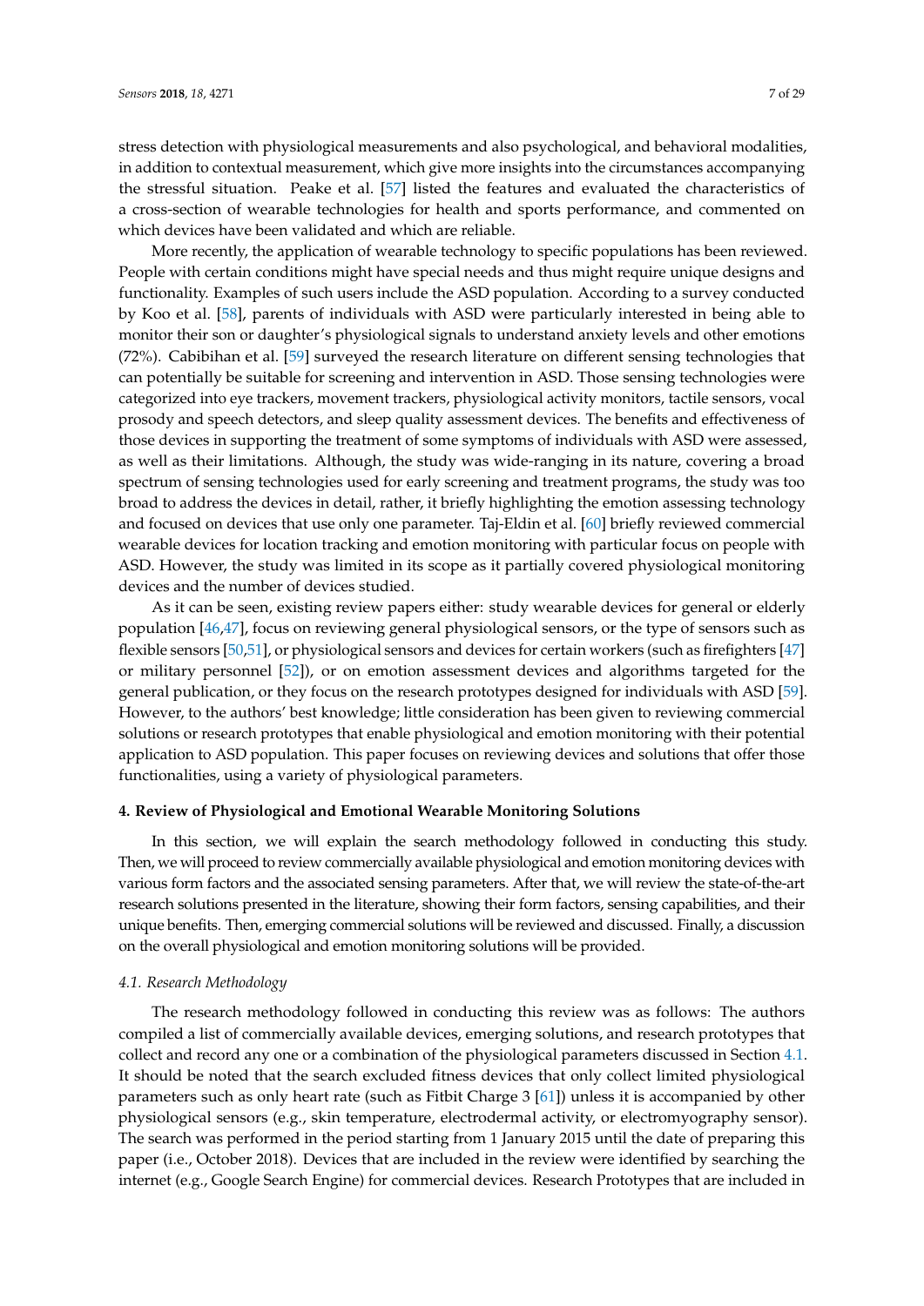stress detection with physiological measurements and also psychological, and behavioral modalities, in addition to contextual measurement, which give more insights into the circumstances accompanying the stressful situation. Peake et al. [57] listed the features and evaluated the characteristics of a cross-section of wearable technologies for health and sports performance, and commented on which devices have been validated and which are reliable.

More recently, the application of wearable technology to specific populations has been reviewed. People with certain conditions might have special needs and thus might require unique designs and functionality. Examples of such users include the ASD population. According to a survey conducted by Koo et al. [58], parents of individuals with ASD were particularly interested in being able to monitor their son or daughter's physiological signals to understand anxiety levels and other emotions (72%). Cabibihan et al. [59] surveyed the research literature on different sensing technologies that can potentially be suitable for screening and intervention in ASD. Those sensing technologies were categorized into eye trackers, movement trackers, physiological activity monitors, tactile sensors, vocal prosody and speech detectors, and sleep quality assessment devices. The benefits and effectiveness of those devices in supporting the treatment of some symptoms of individuals with ASD were assessed, as well as their limitations. Although, the study was wide-ranging in its nature, covering a broad spectrum of sensing technologies used for early screening and treatment programs, the study was too broad to address the devices in detail, rather, it briefly highlighting the emotion assessing technology and focused on devices that use only one parameter. Taj-Eldin et al. [60] briefly reviewed commercial wearable devices for location tracking and emotion monitoring with particular focus on people with ASD. However, the study was limited in its scope as it partially covered physiological monitoring devices and the number of devices studied.

As it can be seen, existing review papers either: study wearable devices for general or elderly population [46,47], focus on reviewing general physiological sensors, or the type of sensors such as flexible sensors [50,51], or physiological sensors and devices for certain workers (such as firefighters [47] or military personnel [52]), or on emotion assessment devices and algorithms targeted for the general publication, or they focus on the research prototypes designed for individuals with ASD [59]. However, to the authors' best knowledge; little consideration has been given to reviewing commercial solutions or research prototypes that enable physiological and emotion monitoring with their potential application to ASD population. This paper focuses on reviewing devices and solutions that offer those functionalities, using a variety of physiological parameters.

## 4. Review of Physiological and Emotional Wearable Monitoring Solutions

In this section, we will explain the search methodology followed in conducting this study. Then, we will proceed to review commercially available physiological and emotion monitoring devices with various form factors and the associated sensing parameters. After that, we will review the state-of-the-art research solutions presented in the literature, showing their form factors, sensing capabilities, and their unique benefits. Then, emerging commercial solutions will be reviewed and discussed. Finally, a discussion on the overall physiological and emotion monitoring solutions will be provided.

### *4.1. Research Methodology*

The research methodology followed in conducting this review was as follows: The authors compiled a list of commercially available devices, emerging solutions, and research prototypes that collect and record any one or a combination of the physiological parameters discussed in Section 4.1. It should be noted that the search excluded fitness devices that only collect limited physiological parameters such as only heart rate (such as Fitbit Charge 3 [61]) unless it is accompanied by other physiological sensors (e.g., skin temperature, electrodermal activity, or electromyography sensor). The search was performed in the period starting from 1 January 2015 until the date of preparing this paper (i.e., October 2018). Devices that are included in the review were identified by searching the internet (e.g., Google Search Engine) for commercial devices. Research Prototypes that are included in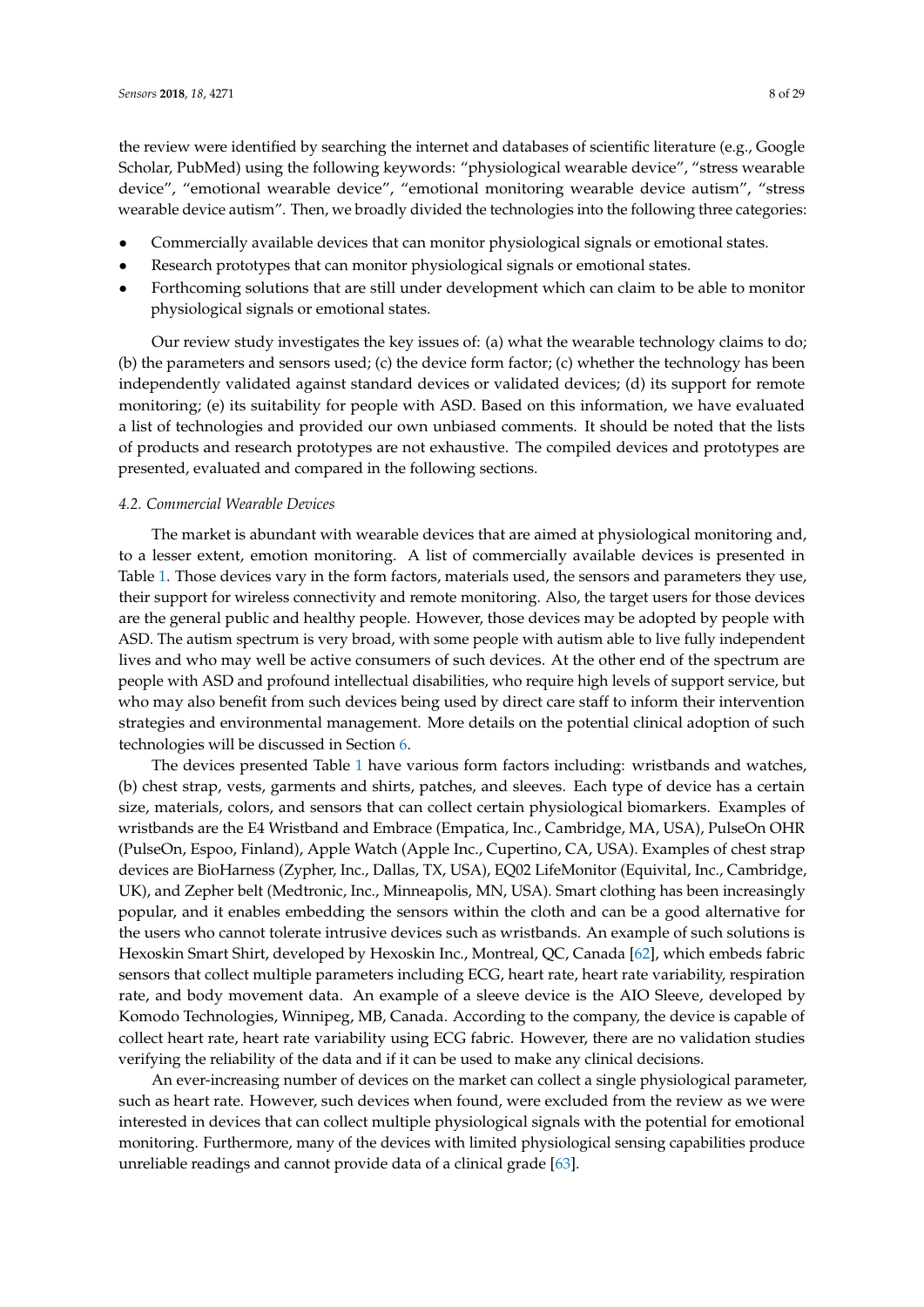the review were identified by searching the internet and databases of scientific literature (e.g., Google Scholar, PubMed) using the following keywords: "physiological wearable device", "stress wearable device", "emotional wearable device", "emotional monitoring wearable device autism", "stress wearable device autism". Then, we broadly divided the technologies into the following three categories:

- Commercially available devices that can monitor physiological signals or emotional states.
- Research prototypes that can monitor physiological signals or emotional states.
- Forthcoming solutions that are still under development which can claim to be able to monitor physiological signals or emotional states.

Our review study investigates the key issues of: (a) what the wearable technology claims to do; (b) the parameters and sensors used; (c) the device form factor; (c) whether the technology has been independently validated against standard devices or validated devices; (d) its support for remote monitoring; (e) its suitability for people with ASD. Based on this information, we have evaluated a list of technologies and provided our own unbiased comments. It should be noted that the lists of products and research prototypes are not exhaustive. The compiled devices and prototypes are presented, evaluated and compared in the following sections.

### *4.2. Commercial Wearable Devices*

The market is abundant with wearable devices that are aimed at physiological monitoring and, to a lesser extent, emotion monitoring. A list of commercially available devices is presented in Table 1. Those devices vary in the form factors, materials used, the sensors and parameters they use, their support for wireless connectivity and remote monitoring. Also, the target users for those devices are the general public and healthy people. However, those devices may be adopted by people with ASD. The autism spectrum is very broad, with some people with autism able to live fully independent lives and who may well be active consumers of such devices. At the other end of the spectrum are people with ASD and profound intellectual disabilities, who require high levels of support service, but who may also benefit from such devices being used by direct care staff to inform their intervention strategies and environmental management. More details on the potential clinical adoption of such technologies will be discussed in Section 6.

The devices presented Table 1 have various form factors including: wristbands and watches, (b) chest strap, vests, garments and shirts, patches, and sleeves. Each type of device has a certain size, materials, colors, and sensors that can collect certain physiological biomarkers. Examples of wristbands are the E4 Wristband and Embrace (Empatica, Inc., Cambridge, MA, USA), PulseOn OHR (PulseOn, Espoo, Finland), Apple Watch (Apple Inc., Cupertino, CA, USA). Examples of chest strap devices are BioHarness (Zypher, Inc., Dallas, TX, USA), EQ02 LifeMonitor (Equivital, Inc., Cambridge, UK), and Zepher belt (Medtronic, Inc., Minneapolis, MN, USA). Smart clothing has been increasingly popular, and it enables embedding the sensors within the cloth and can be a good alternative for the users who cannot tolerate intrusive devices such as wristbands. An example of such solutions is Hexoskin Smart Shirt, developed by Hexoskin Inc., Montreal, QC, Canada [62], which embeds fabric sensors that collect multiple parameters including ECG, heart rate, heart rate variability, respiration rate, and body movement data. An example of a sleeve device is the AIO Sleeve, developed by Komodo Technologies, Winnipeg, MB, Canada. According to the company, the device is capable of collect heart rate, heart rate variability using ECG fabric. However, there are no validation studies verifying the reliability of the data and if it can be used to make any clinical decisions.

An ever-increasing number of devices on the market can collect a single physiological parameter, such as heart rate. However, such devices when found, were excluded from the review as we were interested in devices that can collect multiple physiological signals with the potential for emotional monitoring. Furthermore, many of the devices with limited physiological sensing capabilities produce unreliable readings and cannot provide data of a clinical grade [63].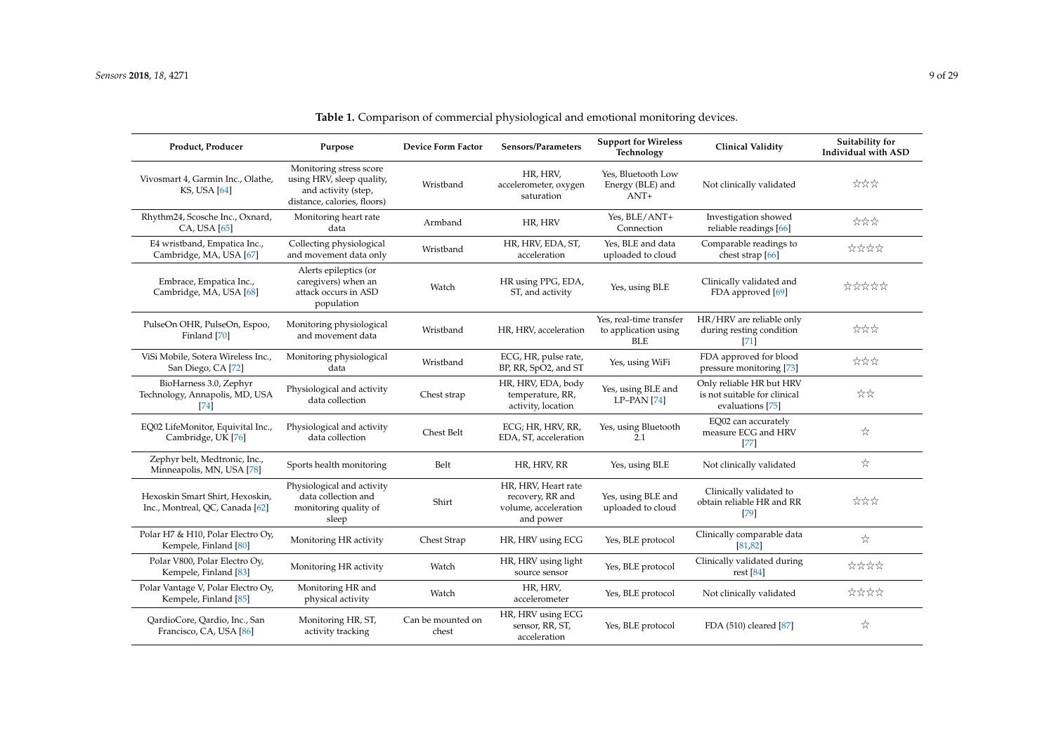**Table 1.** Comparison of commercial physiological and emotional monitoring devices.

| Product, Producer | Purpose | Device Form Factor | Sensors/Parameters | Support for Wireless Technology | Clinical Validity | Suitability for Individual with ASD |
|---|---|---|---|---|---|---|
| Vivosmart 4, Garmin Inc., Olathe, KS, USA [64] | Monitoring stress score using HRV, sleep quality, and activity (step, distance, calories, floors) | Wristband | HR, HRV, accelerometer, oxygen saturation | Yes, Bluetooth Low Energy (BLE) and ANT+ | Not clinically validated | ☆☆☆ |
| Rhythm24, Scosche Inc., Oxnard, CA, USA [65] | Monitoring heart rate data | Armband | HR, HRV | Yes, BLE/ANT+ Connection | Investigation showed reliable readings [66] | ☆☆☆ |
| E4 wristband, Empatica Inc., Cambridge, MA, USA [67] | Collecting physiological and movement data only | Wristband | HR, HRV, EDA, ST, acceleration | Yes, BLE and data uploaded to cloud | Comparable readings to chest strap [66] | ☆☆☆☆ |
| Embrace, Empatica Inc., Cambridge, MA, USA [68] | Alerts epileptics (or caregivers) when an attack occurs in ASD population | Watch | HR using PPG, EDA, ST, and activity | Yes, using BLE | Clinically validated and FDA approved [69] | ☆☆☆☆☆ |
| PulseOn OHR, PulseOn, Espoo, Finland [70] | Monitoring physiological and movement data | Wristband | HR, HRV, acceleration | Yes, real-time transfer to application using BLE | HR/HRV are reliable only during resting condition [71] | ☆☆☆ |
| ViSi Mobile, Sotera Wireless Inc., San Diego, CA [72] | Monitoring physiological data | Wristband | ECG, HR, pulse rate, BP, RR, SpO2, and ST | Yes, using WiFi | FDA approved for blood pressure monitoring [73] | ☆☆☆ |
| BioHarness 3.0, Zephyr Technology, Annapolis, MD, USA [74] | Physiological and activity data collection | Chest strap | HR, HRV, EDA, body temperature, RR, activity, location | Yes, using BLE and LP–PAN [74] | Only reliable HR but HRV is not suitable for clinical evaluations [75] | ☆☆ |
| EQ02 LifeMonitor, Equivital Inc., Cambridge, UK [76] | Physiological and activity data collection | Chest Belt | ECG; HR, HRV, RR, EDA, ST, acceleration | Yes, using Bluetooth 2.1 | EQ02 can accurately measure ECG and HRV [77] | ☆ |
| Zephyr belt, Medtronic, Inc., Minneapolis, MN, USA [78] | Sports health monitoring | Belt | HR, HRV, RR | Yes, using BLE | Not clinically validated | ☆ |
| Hexoskin Smart Shirt, Hexoskin, Inc., Montreal, QC, Canada [62] | Physiological and activity data collection and monitoring quality of sleep | Shirt | HR, HRV, Heart rate recovery, RR and volume, acceleration and power | Yes, using BLE and uploaded to cloud | Clinically validated to obtain reliable HR and RR [79] | ☆☆☆ |
| Polar H7 & H10, Polar Electro Oy, Kempele, Finland [80] | Monitoring HR activity | Chest Strap | HR, HRV using ECG | Yes, BLE protocol | Clinically comparable data [81,82] | ☆ |
| Polar V800, Polar Electro Oy, Kempele, Finland [83] | Monitoring HR activity | Watch | HR, HRV using light source sensor | Yes, BLE protocol | Clinically validated during rest [84] | ☆☆☆☆ |
| Polar Vantage V, Polar Electro Oy, Kempele, Finland [85] | Monitoring HR and physical activity | Watch | HR, HRV, accelerometer | Yes, BLE protocol | Not clinically validated | ☆☆☆☆ |
| QardioCore, Qardio, Inc., San Francisco, CA, USA [86] | Monitoring HR, ST, activity tracking | Can be mounted on chest | HR, HRV using ECG sensor, RR, ST, acceleration | Yes, BLE protocol | FDA (510) cleared [87] | ☆ |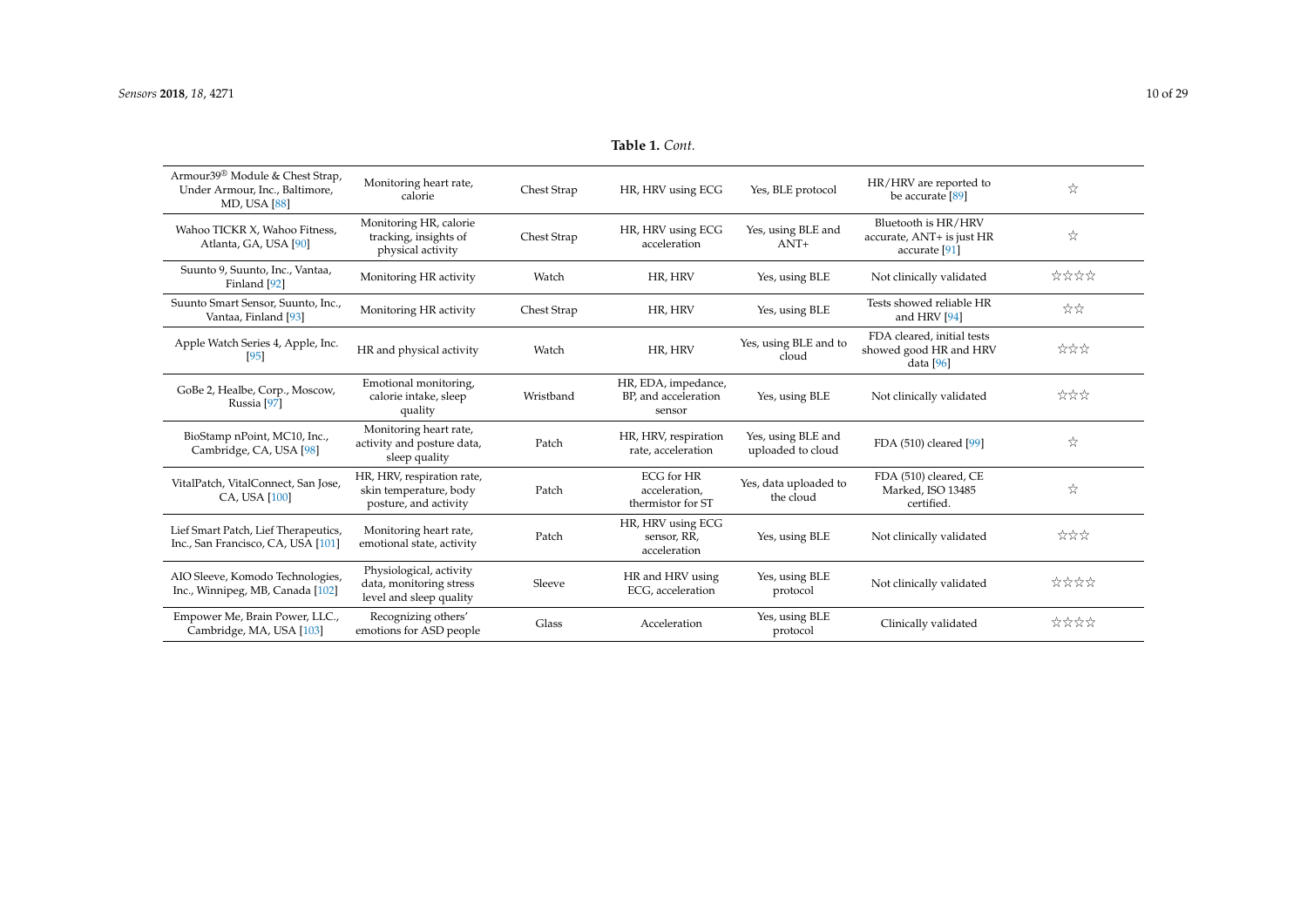**Table 1.** *Cont.*

| | | | | | | |
|---|---|---|---|---|---|---|
| Armour39® Module & Chest Strap, Under Armour, Inc., Baltimore, MD, USA [88] | Monitoring heart rate, calorie | Chest Strap | HR, HRV using ECG | Yes, BLE protocol | HR/HRV are reported to be accurate [89] | ☆ |
| Wahoo TICKR X, Wahoo Fitness, Atlanta, GA, USA [90] | Monitoring HR, calorie tracking, insights of physical activity | Chest Strap | HR, HRV using ECG acceleration | Yes, using BLE and ANT+ | Bluetooth is HR/HRV accurate, ANT+ is just HR accurate [91] | ☆ |
| Suunto 9, Suunto, Inc., Vantaa, Finland [92] | Monitoring HR activity | Watch | HR, HRV | Yes, using BLE | Not clinically validated | ☆☆☆☆ |
| Suunto Smart Sensor, Suunto, Inc., Vantaa, Finland [93] | Monitoring HR activity | Chest Strap | HR, HRV | Yes, using BLE | Tests showed reliable HR and HRV [94] | ☆☆ |
| Apple Watch Series 4, Apple, Inc. [95] | HR and physical activity | Watch | HR, HRV | Yes, using BLE and to cloud | FDA cleared, initial tests showed good HR and HRV data [96] | ☆☆☆ |
| GoBe 2, Healbe, Corp., Moscow, Russia [97] | Emotional monitoring, calorie intake, sleep quality | Wristband | HR, EDA, impedance, BP, and acceleration sensor | Yes, using BLE | Not clinically validated | ☆☆☆ |
| BioStamp nPoint, MC10, Inc., Cambridge, CA, USA [98] | Monitoring heart rate, activity and posture data, sleep quality | Patch | HR, HRV, respiration rate, acceleration | Yes, using BLE and uploaded to cloud | FDA (510) cleared [99] | ☆ |
| VitalPatch, VitalConnect, San Jose, CA, USA [100] | HR, HRV, respiration rate, skin temperature, body posture, and activity | Patch | ECG for HR acceleration, thermistor for ST | Yes, data uploaded to the cloud | FDA (510) cleared, CE Marked, ISO 13485 certified. | ☆ |
| Lief Smart Patch, Lief Therapeutics, Inc., San Francisco, CA, USA [101] | Monitoring heart rate, emotional state, activity | Patch | HR, HRV using ECG sensor, RR, acceleration | Yes, using BLE | Not clinically validated | ☆☆☆ |
| AIO Sleeve, Komodo Technologies, Inc., Winnipeg, MB, Canada [102] | Physiological, activity data, monitoring stress level and sleep quality | Sleeve | HR and HRV using ECG, acceleration | Yes, using BLE protocol | Not clinically validated | ☆☆☆☆ |
| Empower Me, Brain Power, LLC., Cambridge, MA, USA [103] | Recognizing others' emotions for ASD people | Glass | Acceleration | Yes, using BLE protocol | Clinically validated | ☆☆☆☆ |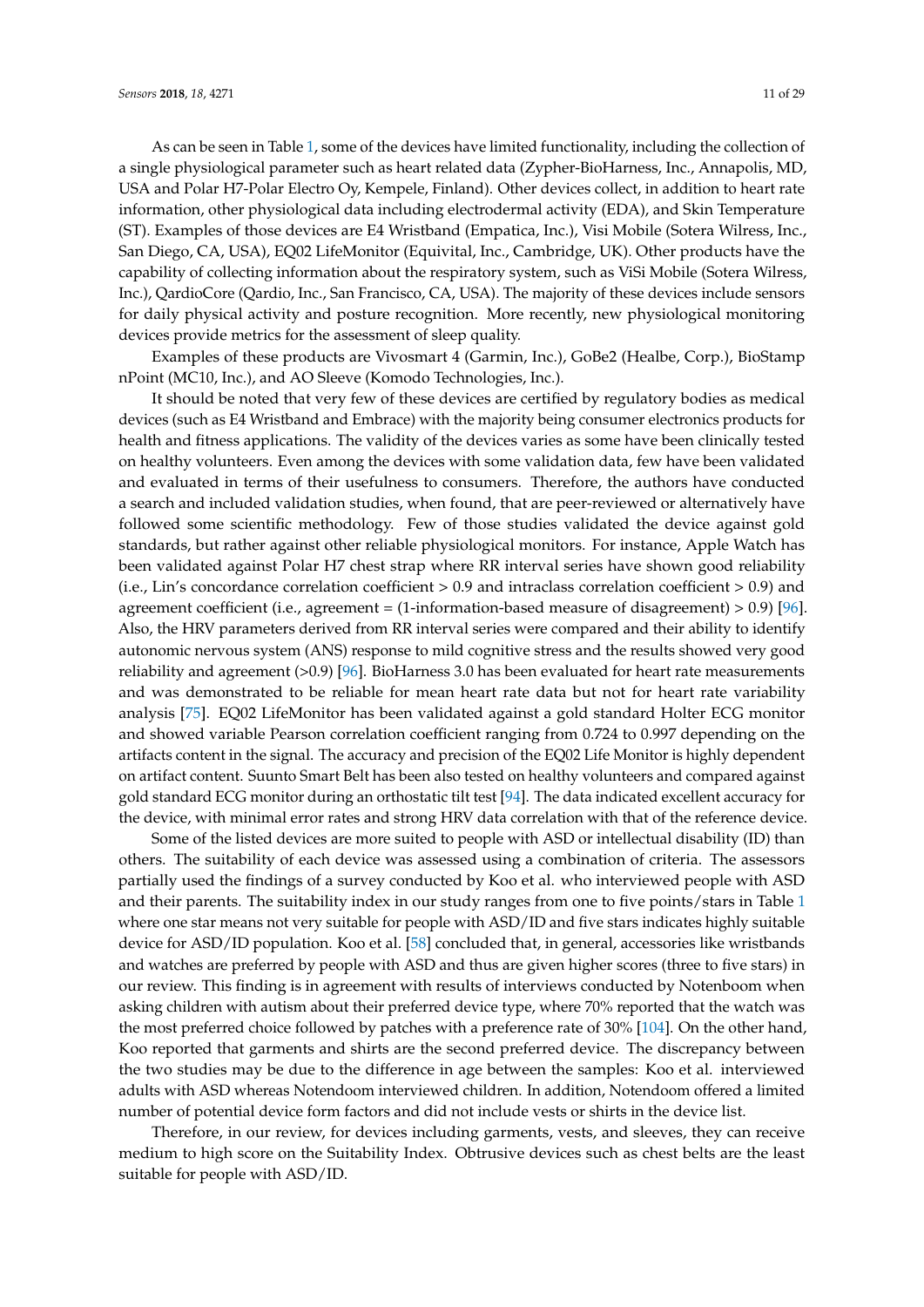As can be seen in Table 1, some of the devices have limited functionality, including the collection of a single physiological parameter such as heart related data (Zypher-BioHarness, Inc., Annapolis, MD, USA and Polar H7-Polar Electro Oy, Kempele, Finland). Other devices collect, in addition to heart rate information, other physiological data including electrodermal activity (EDA), and Skin Temperature (ST). Examples of those devices are E4 Wristband (Empatica, Inc.), Visi Mobile (Sotera Wilress, Inc., San Diego, CA, USA), EQ02 LifeMonitor (Equivital, Inc., Cambridge, UK). Other products have the capability of collecting information about the respiratory system, such as ViSi Mobile (Sotera Wilress, Inc.), QardioCore (Qardio, Inc., San Francisco, CA, USA). The majority of these devices include sensors for daily physical activity and posture recognition. More recently, new physiological monitoring devices provide metrics for the assessment of sleep quality.

Examples of these products are Vivosmart 4 (Garmin, Inc.), GoBe2 (Healbe, Corp.), BioStamp nPoint (MC10, Inc.), and AO Sleeve (Komodo Technologies, Inc.).

It should be noted that very few of these devices are certified by regulatory bodies as medical devices (such as E4 Wristband and Embrace) with the majority being consumer electronics products for health and fitness applications. The validity of the devices varies as some have been clinically tested on healthy volunteers. Even among the devices with some validation data, few have been validated and evaluated in terms of their usefulness to consumers. Therefore, the authors have conducted a search and included validation studies, when found, that are peer-reviewed or alternatively have followed some scientific methodology. Few of those studies validated the device against gold standards, but rather against other reliable physiological monitors. For instance, Apple Watch has been validated against Polar H7 chest strap where RR interval series have shown good reliability (i.e., Lin's concordance correlation coefficient > 0.9 and intraclass correlation coefficient > 0.9) and agreement coefficient (i.e., agreement = (1-information-based measure of disagreement) > 0.9) [96]. Also, the HRV parameters derived from RR interval series were compared and their ability to identify autonomic nervous system (ANS) response to mild cognitive stress and the results showed very good reliability and agreement (>0.9) [96]. BioHarness 3.0 has been evaluated for heart rate measurements and was demonstrated to be reliable for mean heart rate data but not for heart rate variability analysis [75]. EQ02 LifeMonitor has been validated against a gold standard Holter ECG monitor and showed variable Pearson correlation coefficient ranging from 0.724 to 0.997 depending on the artifacts content in the signal. The accuracy and precision of the EQ02 Life Monitor is highly dependent on artifact content. Suunto Smart Belt has been also tested on healthy volunteers and compared against gold standard ECG monitor during an orthostatic tilt test [94]. The data indicated excellent accuracy for the device, with minimal error rates and strong HRV data correlation with that of the reference device.

Some of the listed devices are more suited to people with ASD or intellectual disability (ID) than others. The suitability of each device was assessed using a combination of criteria. The assessors partially used the findings of a survey conducted by Koo et al. who interviewed people with ASD and their parents. The suitability index in our study ranges from one to five points/stars in Table 1 where one star means not very suitable for people with ASD/ID and five stars indicates highly suitable device for ASD/ID population. Koo et al. [58] concluded that, in general, accessories like wristbands and watches are preferred by people with ASD and thus are given higher scores (three to five stars) in our review. This finding is in agreement with results of interviews conducted by Notenboom when asking children with autism about their preferred device type, where 70% reported that the watch was the most preferred choice followed by patches with a preference rate of 30% [104]. On the other hand, Koo reported that garments and shirts are the second preferred device. The discrepancy between the two studies may be due to the difference in age between the samples: Koo et al. interviewed adults with ASD whereas Notendoom interviewed children. In addition, Notendoom offered a limited number of potential device form factors and did not include vests or shirts in the device list.

Therefore, in our review, for devices including garments, vests, and sleeves, they can receive medium to high score on the Suitability Index. Obtrusive devices such as chest belts are the least suitable for people with ASD/ID.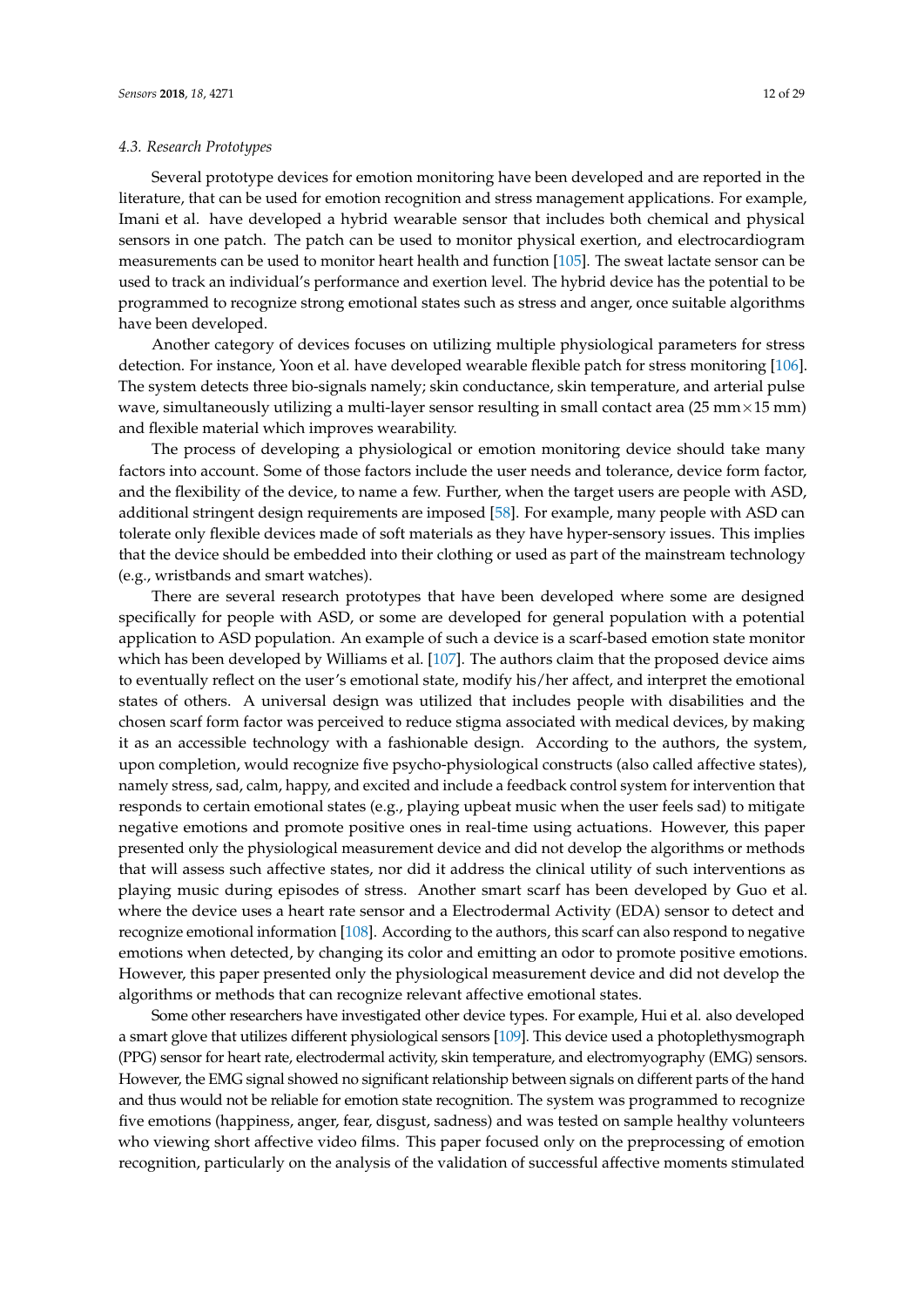### 4.3. Research Prototypes

Several prototype devices for emotion monitoring have been developed and are reported in the literature, that can be used for emotion recognition and stress management applications. For example, Imani et al. have developed a hybrid wearable sensor that includes both chemical and physical sensors in one patch. The patch can be used to monitor physical exertion, and electrocardiogram measurements can be used to monitor heart health and function [105]. The sweat lactate sensor can be used to track an individual's performance and exertion level. The hybrid device has the potential to be programmed to recognize strong emotional states such as stress and anger, once suitable algorithms have been developed.

Another category of devices focuses on utilizing multiple physiological parameters for stress detection. For instance, Yoon et al. have developed wearable flexible patch for stress monitoring [106]. The system detects three bio-signals namely; skin conductance, skin temperature, and arterial pulse wave, simultaneously utilizing a multi-layer sensor resulting in small contact area (25 mm$\times$15 mm) and flexible material which improves wearability.

The process of developing a physiological or emotion monitoring device should take many factors into account. Some of those factors include the user needs and tolerance, device form factor, and the flexibility of the device, to name a few. Further, when the target users are people with ASD, additional stringent design requirements are imposed [58]. For example, many people with ASD can tolerate only flexible devices made of soft materials as they have hyper-sensory issues. This implies that the device should be embedded into their clothing or used as part of the mainstream technology (e.g., wristbands and smart watches).

There are several research prototypes that have been developed where some are designed specifically for people with ASD, or some are developed for general population with a potential application to ASD population. An example of such a device is a scarf-based emotion state monitor which has been developed by Williams et al. [107]. The authors claim that the proposed device aims to eventually reflect on the user's emotional state, modify his/her affect, and interpret the emotional states of others. A universal design was utilized that includes people with disabilities and the chosen scarf form factor was perceived to reduce stigma associated with medical devices, by making it as an accessible technology with a fashionable design. According to the authors, the system, upon completion, would recognize five psycho-physiological constructs (also called affective states), namely stress, sad, calm, happy, and excited and include a feedback control system for intervention that responds to certain emotional states (e.g., playing upbeat music when the user feels sad) to mitigate negative emotions and promote positive ones in real-time using actuations. However, this paper presented only the physiological measurement device and did not develop the algorithms or methods that will assess such affective states, nor did it address the clinical utility of such interventions as playing music during episodes of stress. Another smart scarf has been developed by Guo et al. where the device uses a heart rate sensor and a Electrodermal Activity (EDA) sensor to detect and recognize emotional information [108]. According to the authors, this scarf can also respond to negative emotions when detected, by changing its color and emitting an odor to promote positive emotions. However, this paper presented only the physiological measurement device and did not develop the algorithms or methods that can recognize relevant affective emotional states.

Some other researchers have investigated other device types. For example, Hui et al. also developed a smart glove that utilizes different physiological sensors [109]. This device used a photoplethysmograph (PPG) sensor for heart rate, electrodermal activity, skin temperature, and electromyography (EMG) sensors. However, the EMG signal showed no significant relationship between signals on different parts of the hand and thus would not be reliable for emotion state recognition. The system was programmed to recognize five emotions (happiness, anger, fear, disgust, sadness) and was tested on sample healthy volunteers who viewing short affective video films. This paper focused only on the preprocessing of emotion recognition, particularly on the analysis of the validation of successful affective moments stimulated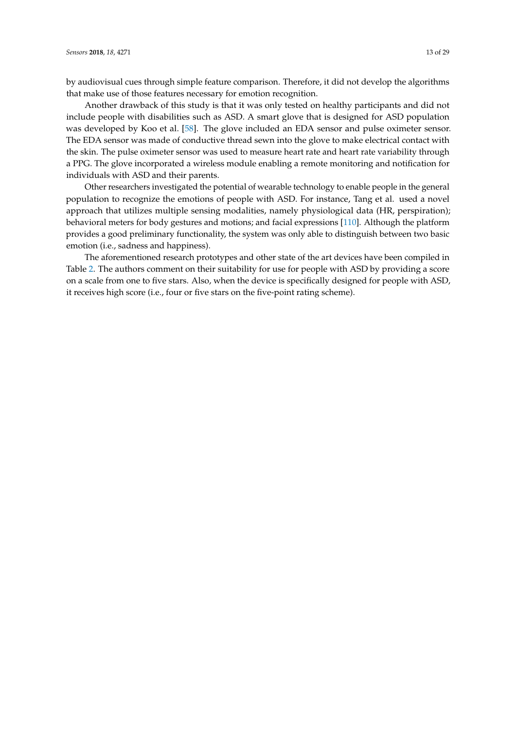by audiovisual cues through simple feature comparison. Therefore, it did not develop the algorithms that make use of those features necessary for emotion recognition.

Another drawback of this study is that it was only tested on healthy participants and did not include people with disabilities such as ASD. A smart glove that is designed for ASD population was developed by Koo et al. [58]. The glove included an EDA sensor and pulse oximeter sensor. The EDA sensor was made of conductive thread sewn into the glove to make electrical contact with the skin. The pulse oximeter sensor was used to measure heart rate and heart rate variability through a PPG. The glove incorporated a wireless module enabling a remote monitoring and notification for individuals with ASD and their parents.

Other researchers investigated the potential of wearable technology to enable people in the general population to recognize the emotions of people with ASD. For instance, Tang et al. used a novel approach that utilizes multiple sensing modalities, namely physiological data (HR, perspiration); behavioral meters for body gestures and motions; and facial expressions [110]. Although the platform provides a good preliminary functionality, the system was only able to distinguish between two basic emotion (i.e., sadness and happiness).

The aforementioned research prototypes and other state of the art devices have been compiled in Table 2. The authors comment on their suitability for use for people with ASD by providing a score on a scale from one to five stars. Also, when the device is specifically designed for people with ASD, it receives high score (i.e., four or five stars on the five-point rating scheme).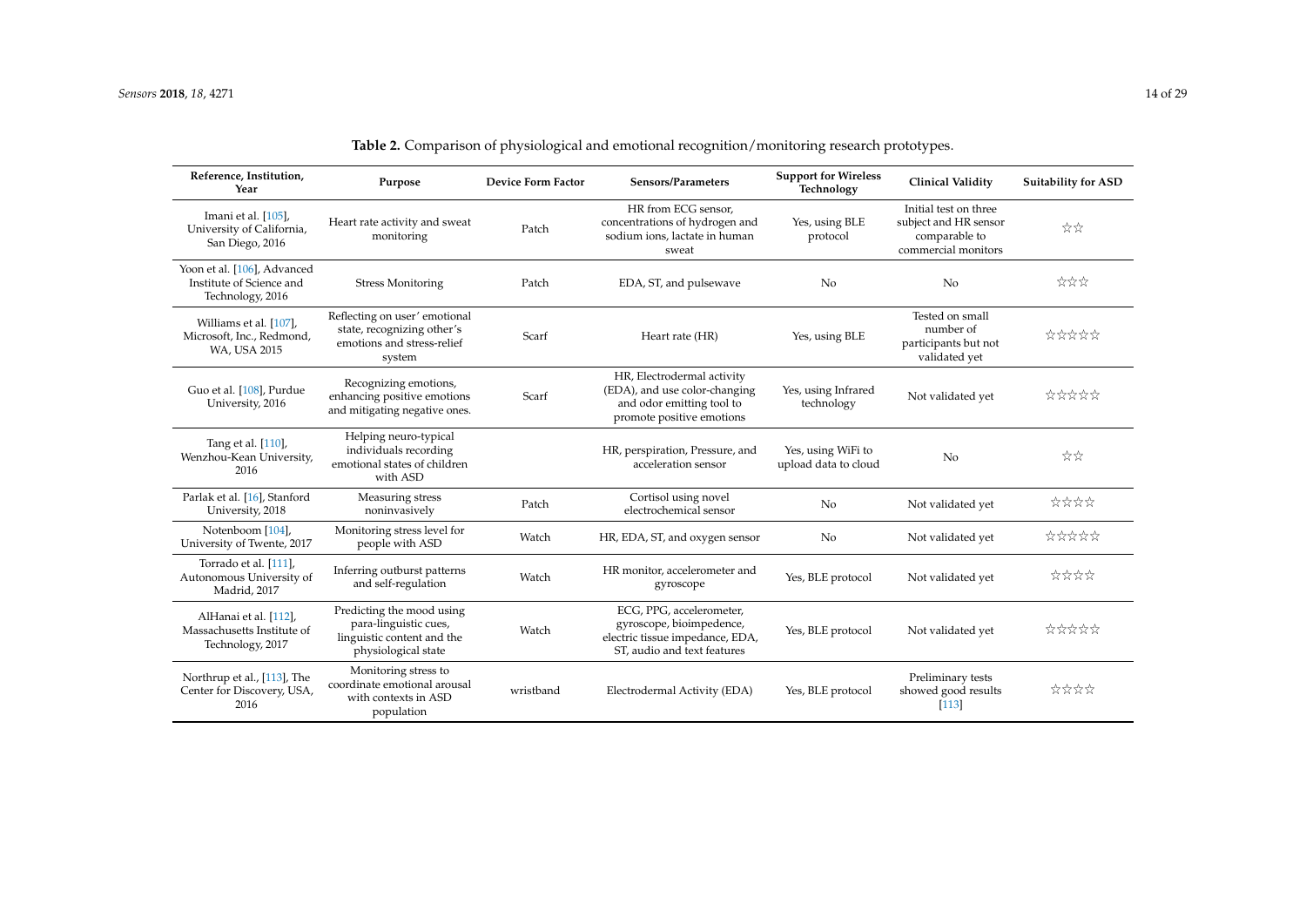**Table 2.** Comparison of physiological and emotional recognition/monitoring research prototypes.

| Reference, Institution, Year | Purpose | Device Form Factor | Sensors/Parameters | Support for Wireless Technology | Clinical Validity | Suitability for ASD |
| --- | --- | --- | --- | --- | --- | --- |
| Imani et al. [105], University of California, San Diego, 2016 | Heart rate activity and sweat monitoring | Patch | HR from ECG sensor, concentrations of hydrogen and sodium ions, lactate in human sweat | Yes, using BLE protocol | Initial test on three subject and HR sensor comparable to commercial monitors | ☆☆ |
| Yoon et al. [106], Advanced Institute of Science and Technology, 2016 | Stress Monitoring | Patch | EDA, ST, and pulsewave | No | No | ☆☆☆ |
| Williams et al. [107], Microsoft, Inc., Redmond, WA, USA 2015 | Reflecting on user' emotional state, recognizing other's emotions and stress-relief system | Scarf | Heart rate (HR) | Yes, using BLE | Tested on small number of participants but not validated yet | ☆☆☆☆☆ |
| Guo et al. [108], Purdue University, 2016 | Recognizing emotions, enhancing positive emotions and mitigating negative ones. | Scarf | HR, Electrodermal activity (EDA), and use color-changing and odor emitting tool to promote positive emotions | Yes, using Infrared technology | Not validated yet | ☆☆☆☆☆ |
| Tang et al. [110], Wenzhou-Kean University, 2016 | Helping neuro-typical individuals recording emotional states of children with ASD | | HR, perspiration, Pressure, and acceleration sensor | Yes, using WiFi to upload data to cloud | No | ☆☆ |
| Parlak et al. [16], Stanford University, 2018 | Measuring stress noninvasively | Patch | Cortisol using novel electrochemical sensor | No | Not validated yet | ☆☆☆☆ |
| Notenboom [104], University of Twente, 2017 | Monitoring stress level for people with ASD | Watch | HR, EDA, ST, and oxygen sensor | No | Not validated yet | ☆☆☆☆☆ |
| Torrado et al. [111], Autonomous University of Madrid, 2017 | Inferring outburst patterns and self-regulation | Watch | HR monitor, accelerometer and gyroscope | Yes, BLE protocol | Not validated yet | ☆☆☆☆ |
| AlHanai et al. [112], Massachusetts Institute of Technology, 2017 | Predicting the mood using para-linguistic cues, linguistic content and the physiological state | Watch | ECG, PPG, accelerometer, gyroscope, bioimpedence, electric tissue impedance, EDA, ST, audio and text features | Yes, BLE protocol | Not validated yet | ☆☆☆☆☆ |
| Northrup et al., [113], The Center for Discovery, USA, 2016 | Monitoring stress to coordinate emotional arousal with contexts in ASD population | wristband | Electrodermal Activity (EDA) | Yes, BLE protocol | Preliminary tests showed good results [113] | ☆☆☆☆ |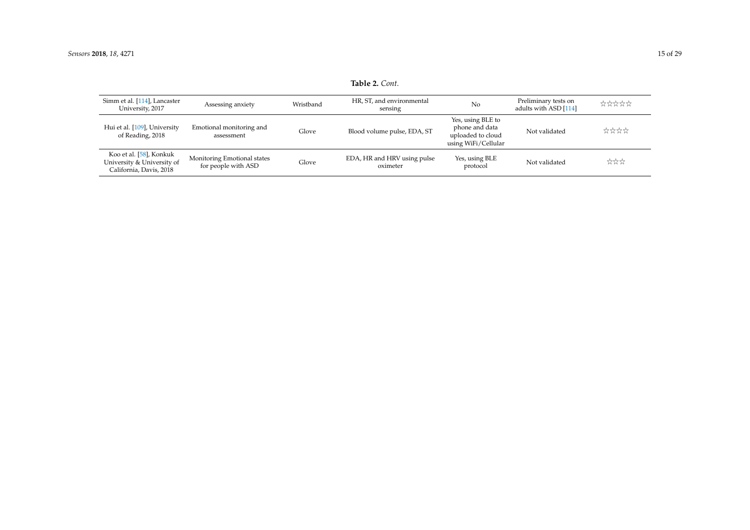**Table 2.** *Cont.*

| | | | | | | |
|---|---|---|---|---|---|---|
| Simm et al. [114], Lancaster University, 2017 | Assessing anxiety | Wristband | HR, ST, and environmental sensing | No | Preliminary tests on adults with ASD [114] | ☆☆☆☆☆ |
| Hui et al. [109], University of Reading, 2018 | Emotional monitoring and assessment | Glove | Blood volume pulse, EDA, ST | Yes, using BLE to phone and data uploaded to cloud using WiFi/Cellular | Not validated | ☆☆☆☆ |
| Koo et al. [58], Konkuk University & University of California, Davis, 2018 | Monitoring Emotional states for people with ASD | Glove | EDA, HR and HRV using pulse oximeter | Yes, using BLE protocol | Not validated | ☆☆☆ |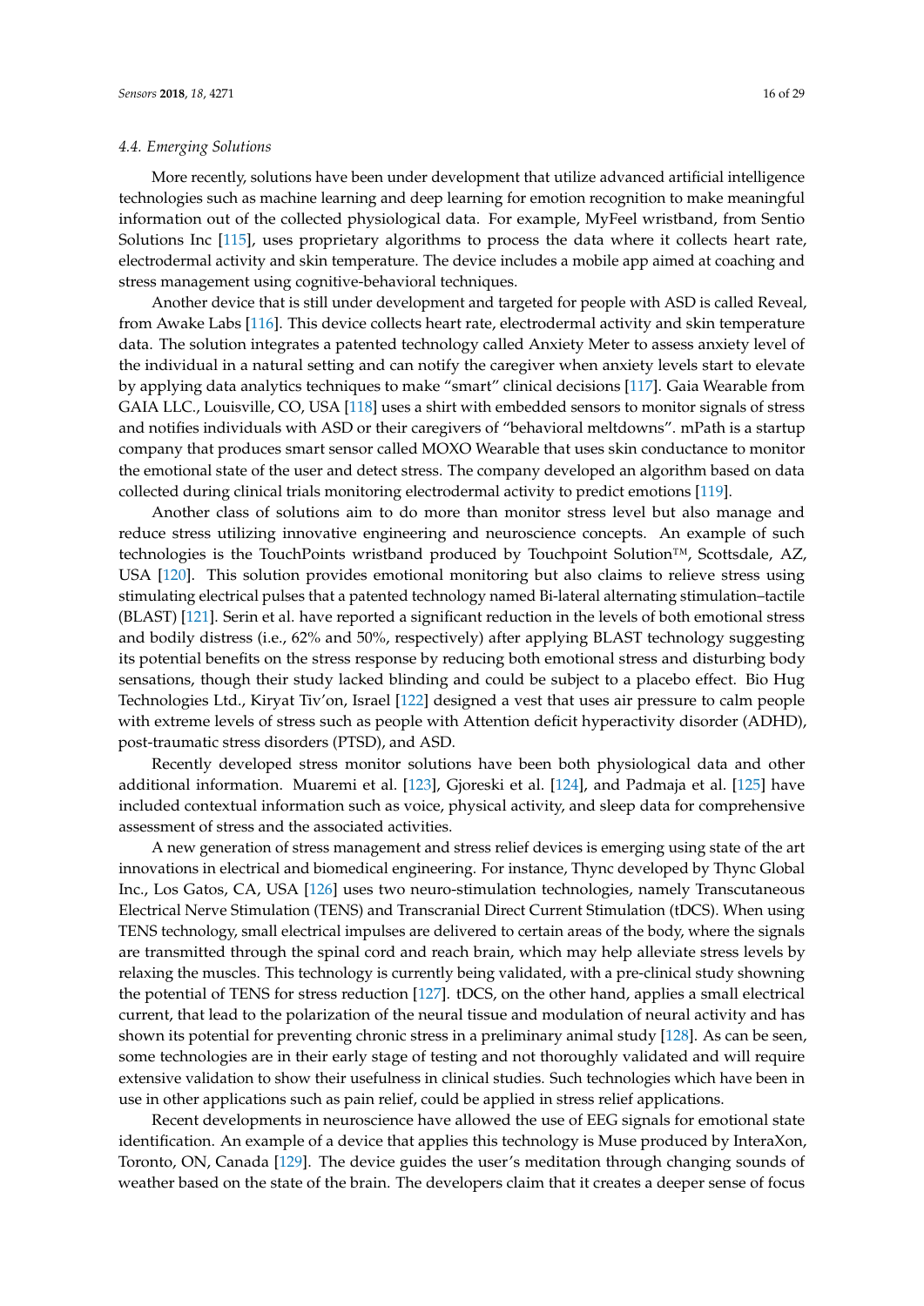### 4.4. Emerging Solutions

More recently, solutions have been under development that utilize advanced artificial intelligence technologies such as machine learning and deep learning for emotion recognition to make meaningful information out of the collected physiological data. For example, MyFeel wristband, from Sentio Solutions Inc [115], uses proprietary algorithms to process the data where it collects heart rate, electrodermal activity and skin temperature. The device includes a mobile app aimed at coaching and stress management using cognitive-behavioral techniques.

Another device that is still under development and targeted for people with ASD is called Reveal, from Awake Labs [116]. This device collects heart rate, electrodermal activity and skin temperature data. The solution integrates a patented technology called Anxiety Meter to assess anxiety level of the individual in a natural setting and can notify the caregiver when anxiety levels start to elevate by applying data analytics techniques to make "smart" clinical decisions [117]. Gaia Wearable from GAIA LLC., Louisville, CO, USA [118] uses a shirt with embedded sensors to monitor signals of stress and notifies individuals with ASD or their caregivers of "behavioral meltdowns". mPath is a startup company that produces smart sensor called MOXO Wearable that uses skin conductance to monitor the emotional state of the user and detect stress. The company developed an algorithm based on data collected during clinical trials monitoring electrodermal activity to predict emotions [119].

Another class of solutions aim to do more than monitor stress level but also manage and reduce stress utilizing innovative engineering and neuroscience concepts. An example of such technologies is the TouchPoints wristband produced by Touchpoint Solution™, Scottsdale, AZ, USA [120]. This solution provides emotional monitoring but also claims to relieve stress using stimulating electrical pulses that a patented technology named Bi-lateral alternating stimulation–tactile (BLAST) [121]. Serin et al. have reported a significant reduction in the levels of both emotional stress and bodily distress (i.e., 62% and 50%, respectively) after applying BLAST technology suggesting its potential benefits on the stress response by reducing both emotional stress and disturbing body sensations, though their study lacked blinding and could be subject to a placebo effect. Bio Hug Technologies Ltd., Kiryat Tiv'on, Israel [122] designed a vest that uses air pressure to calm people with extreme levels of stress such as people with Attention deficit hyperactivity disorder (ADHD), post-traumatic stress disorders (PTSD), and ASD.

Recently developed stress monitor solutions have been both physiological data and other additional information. Muaremi et al. [123], Gjoreski et al. [124], and Padmaja et al. [125] have included contextual information such as voice, physical activity, and sleep data for comprehensive assessment of stress and the associated activities.

A new generation of stress management and stress relief devices is emerging using state of the art innovations in electrical and biomedical engineering. For instance, Thync developed by Thync Global Inc., Los Gatos, CA, USA [126] uses two neuro-stimulation technologies, namely Transcutaneous Electrical Nerve Stimulation (TENS) and Transcranial Direct Current Stimulation (tDCS). When using TENS technology, small electrical impulses are delivered to certain areas of the body, where the signals are transmitted through the spinal cord and reach brain, which may help alleviate stress levels by relaxing the muscles. This technology is currently being validated, with a pre-clinical study showning the potential of TENS for stress reduction [127]. tDCS, on the other hand, applies a small electrical current, that lead to the polarization of the neural tissue and modulation of neural activity and has shown its potential for preventing chronic stress in a preliminary animal study [128]. As can be seen, some technologies are in their early stage of testing and not thoroughly validated and will require extensive validation to show their usefulness in clinical studies. Such technologies which have been in use in other applications such as pain relief, could be applied in stress relief applications.

Recent developments in neuroscience have allowed the use of EEG signals for emotional state identification. An example of a device that applies this technology is Muse produced by InteraXon, Toronto, ON, Canada [129]. The device guides the user's meditation through changing sounds of weather based on the state of the brain. The developers claim that it creates a deeper sense of focus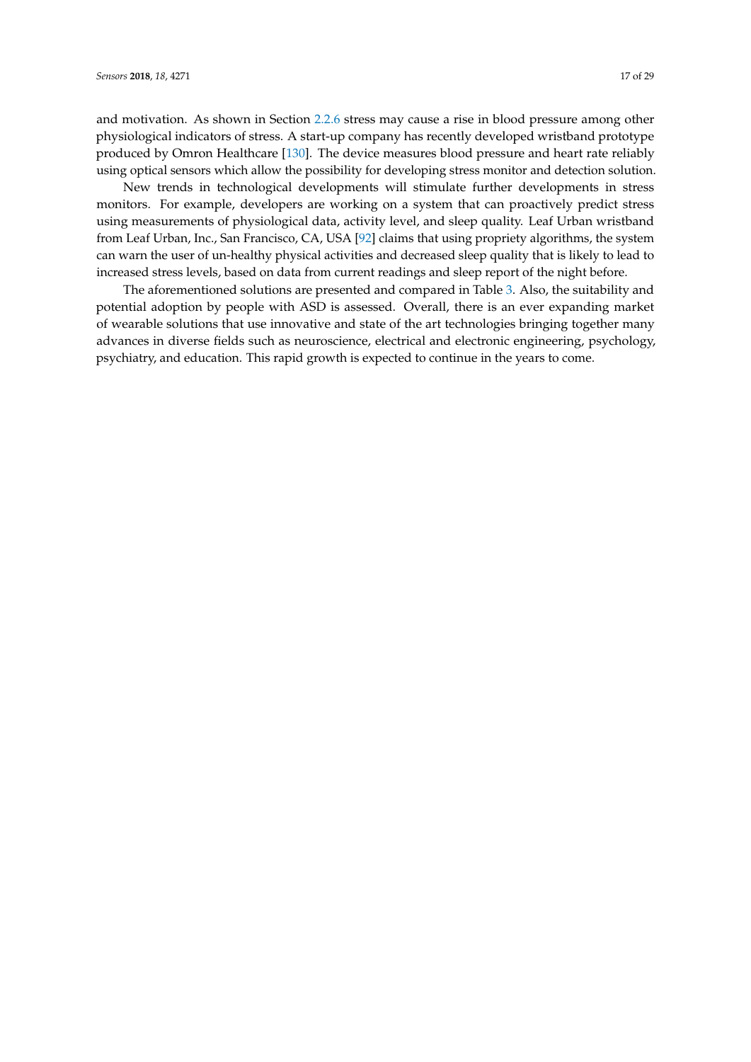and motivation. As shown in Section 2.2.6 stress may cause a rise in blood pressure among other physiological indicators of stress. A start-up company has recently developed wristband prototype produced by Omron Healthcare [130]. The device measures blood pressure and heart rate reliably using optical sensors which allow the possibility for developing stress monitor and detection solution.

New trends in technological developments will stimulate further developments in stress monitors. For example, developers are working on a system that can proactively predict stress using measurements of physiological data, activity level, and sleep quality. Leaf Urban wristband from Leaf Urban, Inc., San Francisco, CA, USA [92] claims that using propriety algorithms, the system can warn the user of un-healthy physical activities and decreased sleep quality that is likely to lead to increased stress levels, based on data from current readings and sleep report of the night before.

The aforementioned solutions are presented and compared in Table 3. Also, the suitability and potential adoption by people with ASD is assessed. Overall, there is an ever expanding market of wearable solutions that use innovative and state of the art technologies bringing together many advances in diverse fields such as neuroscience, electrical and electronic engineering, psychology, psychiatry, and education. This rapid growth is expected to continue in the years to come.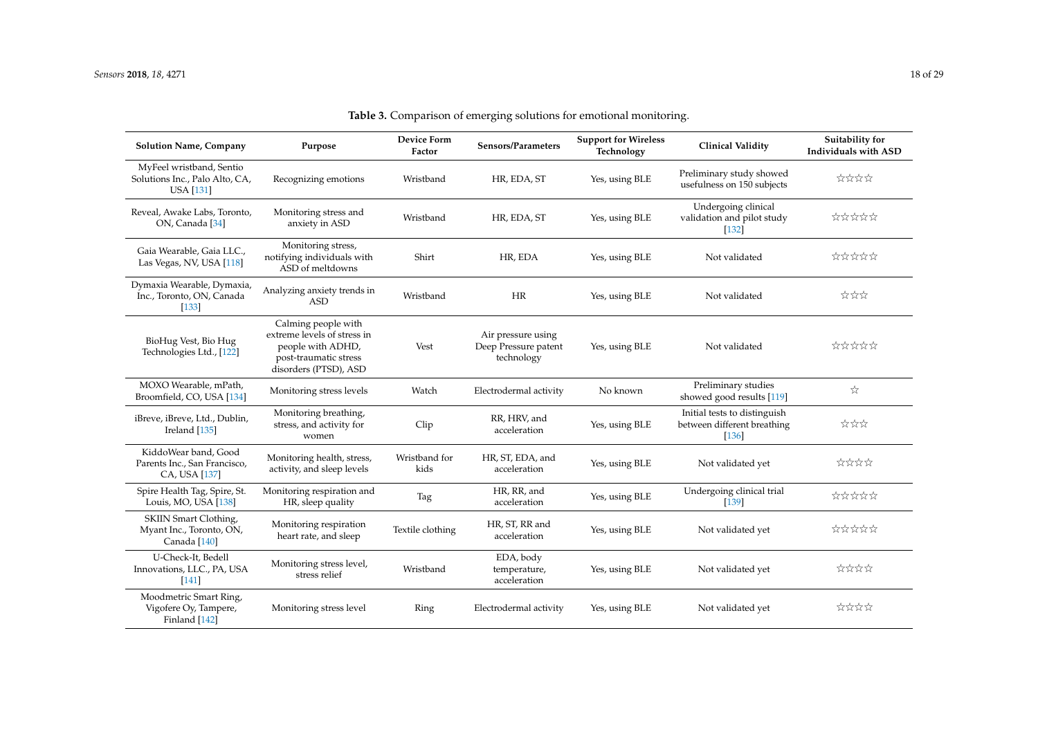**Table 3.** Comparison of emerging solutions for emotional monitoring.

| Solution Name, Company | Purpose | Device Form Factor | Sensors/Parameters | Support for Wireless Technology | Clinical Validity | Suitability for Individuals with ASD |
|---|---|---|---|---|---|---|
| MyFeel wristband, Sentio Solutions Inc., Palo Alto, CA, USA [131] | Recognizing emotions | Wristband | HR, EDA, ST | Yes, using BLE | Preliminary study showed usefulness on 150 subjects | ☆☆☆☆ |
| Reveal, Awake Labs, Toronto, ON, Canada [34] | Monitoring stress and anxiety in ASD | Wristband | HR, EDA, ST | Yes, using BLE | Undergoing clinical validation and pilot study [132] | ☆☆☆☆☆ |
| Gaia Wearable, Gaia LLC., Las Vegas, NV, USA [118] | Monitoring stress, notifying individuals with ASD of meltdowns | Shirt | HR, EDA | Yes, using BLE | Not validated | ☆☆☆☆☆ |
| Dymaxia Wearable, Dymaxia, Inc., Toronto, ON, Canada [133] | Analyzing anxiety trends in ASD | Wristband | HR | Yes, using BLE | Not validated | ☆☆☆ |
| BioHug Vest, Bio Hug Technologies Ltd., [122] | Calming people with extreme levels of stress in people with ADHD, post-traumatic stress disorders (PTSD), ASD | Vest | Air pressure using Deep Pressure patent technology | Yes, using BLE | Not validated | ☆☆☆☆☆ |
| MOXO Wearable, mPath, Broomfield, CO, USA [134] | Monitoring stress levels | Watch | Electrodermal activity | No known | Preliminary studies showed good results [119] | ☆ |
| iBreve, iBreve, Ltd., Dublin, Ireland [135] | Monitoring breathing, stress, and activity for women | Clip | RR, HRV, and acceleration | Yes, using BLE | Initial tests to distinguish between different breathing [136] | ☆☆☆ |
| KiddoWear band, Good Parents Inc., San Francisco, CA, USA [137] | Monitoring health, stress, activity, and sleep levels | Wristband for kids | HR, ST, EDA, and acceleration | Yes, using BLE | Not validated yet | ☆☆☆☆ |
| Spire Health Tag, Spire, St. Louis, MO, USA [138] | Monitoring respiration and HR, sleep quality | Tag | HR, RR, and acceleration | Yes, using BLE | Undergoing clinical trial [139] | ☆☆☆☆☆ |
| SKIIN Smart Clothing, Myant Inc., Toronto, ON, Canada [140] | Monitoring respiration heart rate, and sleep | Textile clothing | HR, ST, RR and acceleration | Yes, using BLE | Not validated yet | ☆☆☆☆☆ |
| U-Check-It, Bedell Innovations, LLC., PA, USA [141] | Monitoring stress level, stress relief | Wristband | EDA, body temperature, acceleration | Yes, using BLE | Not validated yet | ☆☆☆☆ |
| Moodmetric Smart Ring, Vigofere Oy, Tampere, Finland [142] | Monitoring stress level | Ring | Electrodermal activity | Yes, using BLE | Not validated yet | ☆☆☆☆ |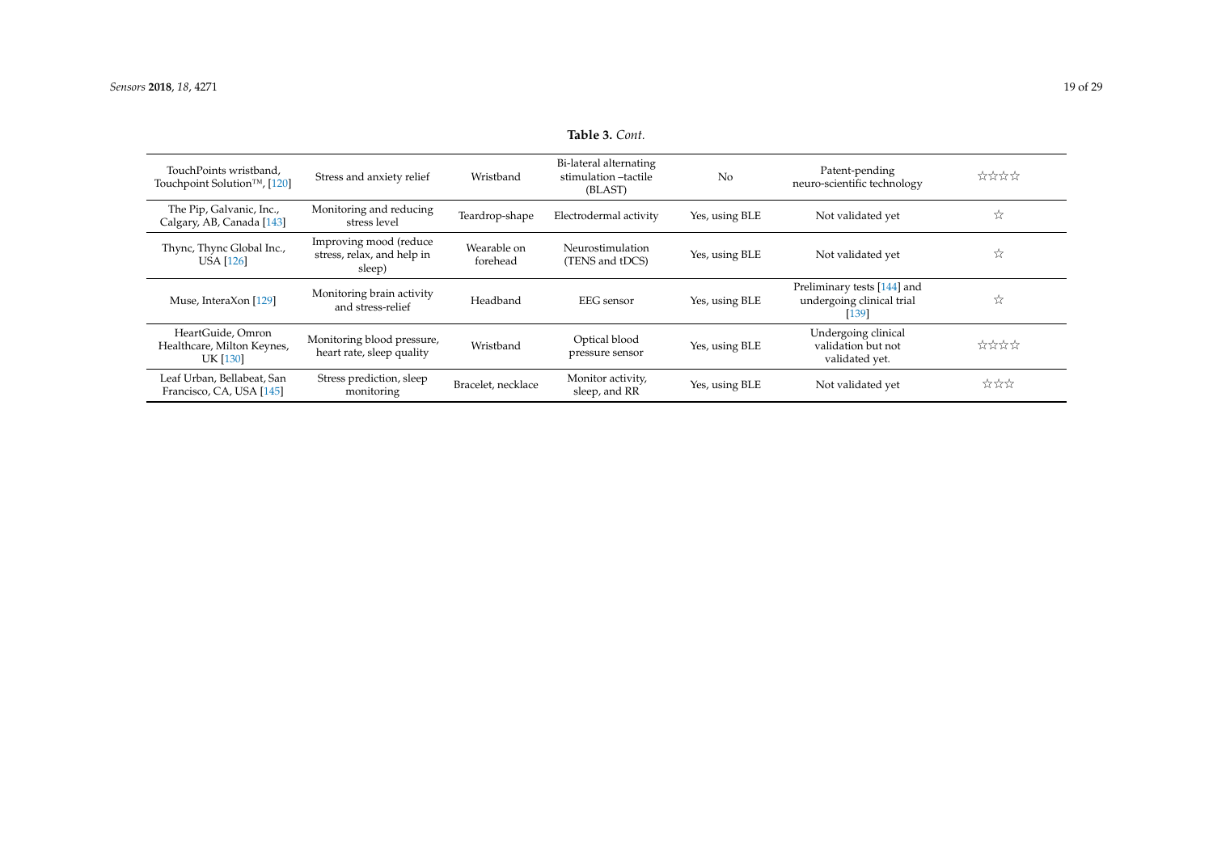**Table 3.** *Cont.*

| | | | | | | |
|---|---|---|---|---|---|---|
| TouchPoints wristband, Touchpoint Solution™, [120] | Stress and anxiety relief | Wristband | Bi-lateral alternating stimulation –tactile (BLAST) | No | Patent-pending neuro-scientific technology | ☆☆☆☆ |
| The Pip, Galvanic, Inc., Calgary, AB, Canada [143] | Monitoring and reducing stress level | Teardrop-shape | Electrodermal activity | Yes, using BLE | Not validated yet | ☆ |
| Thync, Thync Global Inc., USA [126] | Improving mood (reduce stress, relax, and help in sleep) | Wearable on forehead | Neurostimulation (TENS and tDCS) | Yes, using BLE | Not validated yet | ☆ |
| Muse, InteraXon [129] | Monitoring brain activity and stress-relief | Headband | EEG sensor | Yes, using BLE | Preliminary tests [144] and undergoing clinical trial [139] | ☆ |
| HeartGuide, Omron Healthcare, Milton Keynes, UK [130] | Monitoring blood pressure, heart rate, sleep quality | Wristband | Optical blood pressure sensor | Yes, using BLE | Undergoing clinical validation but not validated yet. | ☆☆☆☆ |
| Leaf Urban, Bellabeat, San Francisco, CA, USA [145] | Stress prediction, sleep monitoring | Bracelet, necklace | Monitor activity, sleep, and RR | Yes, using BLE | Not validated yet | ☆☆☆ |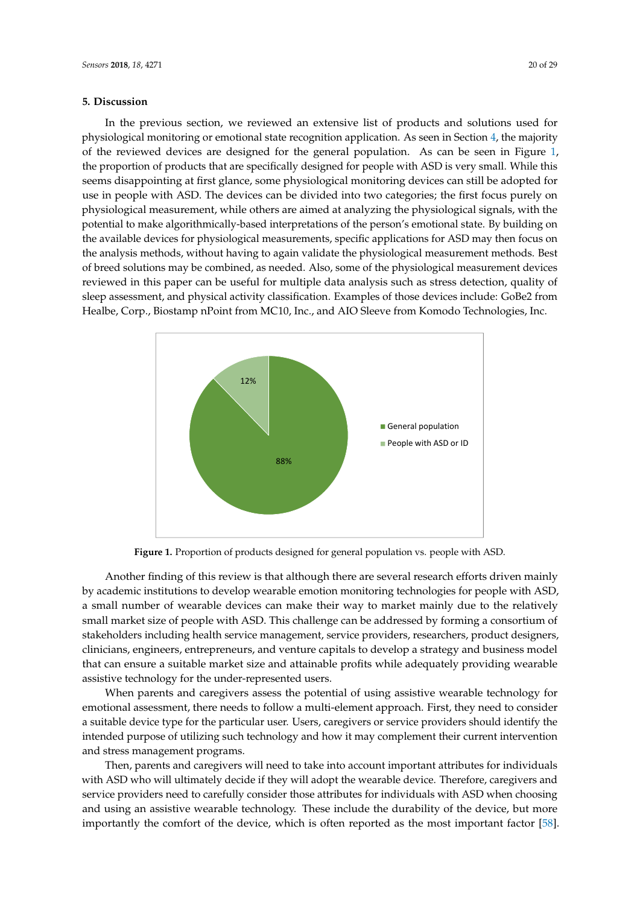## 5. Discussion

In the previous section, we reviewed an extensive list of products and solutions used for physiological monitoring or emotional state recognition application. As seen in Section 4, the majority of the reviewed devices are designed for the general population. As can be seen in Figure 1, the proportion of products that are specifically designed for people with ASD is very small. While this seems disappointing at first glance, some physiological monitoring devices can still be adopted for use in people with ASD. The devices can be divided into two categories; the first focus purely on physiological measurement, while others are aimed at analyzing the physiological signals, with the potential to make algorithmically-based interpretations of the person's emotional state. By building on the available devices for physiological measurements, specific applications for ASD may then focus on the analysis methods, without having to again validate the physiological measurement methods. Best of breed solutions may be combined, as needed. Also, some of the physiological measurement devices reviewed in this paper can be useful for multiple data analysis such as stress detection, quality of sleep assessment, and physical activity classification. Examples of those devices include: GoBe2 from Healbe, Corp., Biostamp nPoint from MC10, Inc., and AIO Sleeve from Komodo Technologies, Inc.

12%

88%

General population

People with ASD or ID

**Figure 1.** Proportion of products designed for general population vs. people with ASD.

Another finding of this review is that although there are several research efforts driven mainly by academic institutions to develop wearable emotion monitoring technologies for people with ASD, a small number of wearable devices can make their way to market mainly due to the relatively small market size of people with ASD. This challenge can be addressed by forming a consortium of stakeholders including health service management, service providers, researchers, product designers, clinicians, engineers, entrepreneurs, and venture capitals to develop a strategy and business model that can ensure a suitable market size and attainable profits while adequately providing wearable assistive technology for the under-represented users.

When parents and caregivers assess the potential of using assistive wearable technology for emotional assessment, there needs to follow a multi-element approach. First, they need to consider a suitable device type for the particular user. Users, caregivers or service providers should identify the intended purpose of utilizing such technology and how it may complement their current intervention and stress management programs.

Then, parents and caregivers will need to take into account important attributes for individuals with ASD who will ultimately decide if they will adopt the wearable device. Therefore, caregivers and service providers need to carefully consider those attributes for individuals with ASD when choosing and using an assistive wearable technology. These include the durability of the device, but more importantly the comfort of the device, which is often reported as the most important factor [58].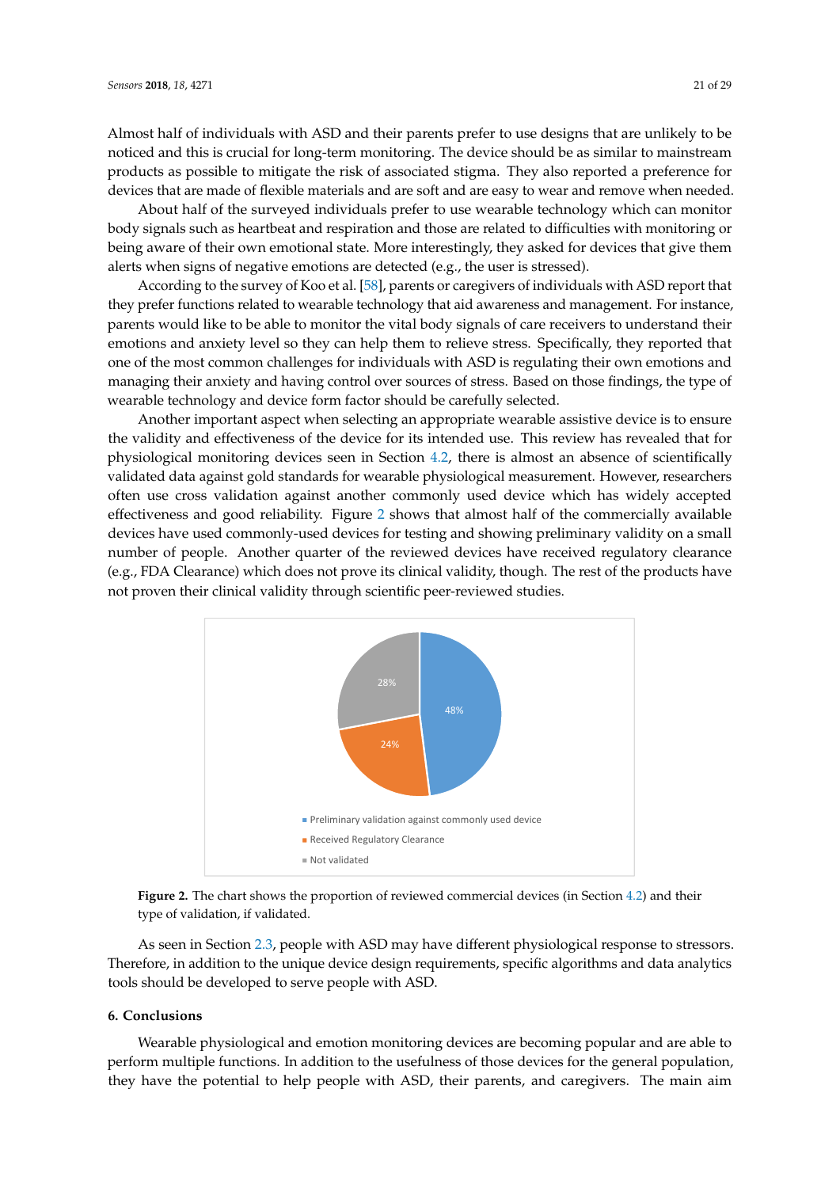Almost half of individuals with ASD and their parents prefer to use designs that are unlikely to be noticed and this is crucial for long-term monitoring. The device should be as similar to mainstream products as possible to mitigate the risk of associated stigma. They also reported a preference for devices that are made of flexible materials and are soft and are easy to wear and remove when needed.

About half of the surveyed individuals prefer to use wearable technology which can monitor body signals such as heartbeat and respiration and those are related to difficulties with monitoring or being aware of their own emotional state. More interestingly, they asked for devices that give them alerts when signs of negative emotions are detected (e.g., the user is stressed).

According to the survey of Koo et al. [58], parents or caregivers of individuals with ASD report that they prefer functions related to wearable technology that aid awareness and management. For instance, parents would like to be able to monitor the vital body signals of care receivers to understand their emotions and anxiety level so they can help them to relieve stress. Specifically, they reported that one of the most common challenges for individuals with ASD is regulating their own emotions and managing their anxiety and having control over sources of stress. Based on those findings, the type of wearable technology and device form factor should be carefully selected.

Another important aspect when selecting an appropriate wearable assistive device is to ensure the validity and effectiveness of the device for its intended use. This review has revealed that for physiological monitoring devices seen in Section 4.2, there is almost an absence of scientifically validated data against gold standards for wearable physiological measurement. However, researchers often use cross validation against another commonly used device which has widely accepted effectiveness and good reliability. Figure 2 shows that almost half of the commercially available devices have used commonly-used devices for testing and showing preliminary validity on a small number of people. Another quarter of the reviewed devices have received regulatory clearance (e.g., FDA Clearance) which does not prove its clinical validity, though. The rest of the products have not proven their clinical validity through scientific peer-reviewed studies.

48%
24%
28%

- Preliminary validation against commonly used device
- Received Regulatory Clearance
- Not validated

**Figure 2.** The chart shows the proportion of reviewed commercial devices (in Section 4.2) and their type of validation, if validated.

As seen in Section 2.3, people with ASD may have different physiological response to stressors. Therefore, in addition to the unique device design requirements, specific algorithms and data analytics tools should be developed to serve people with ASD.

## 6. Conclusions

Wearable physiological and emotion monitoring devices are becoming popular and are able to perform multiple functions. In addition to the usefulness of those devices for the general population, they have the potential to help people with ASD, their parents, and caregivers. The main aim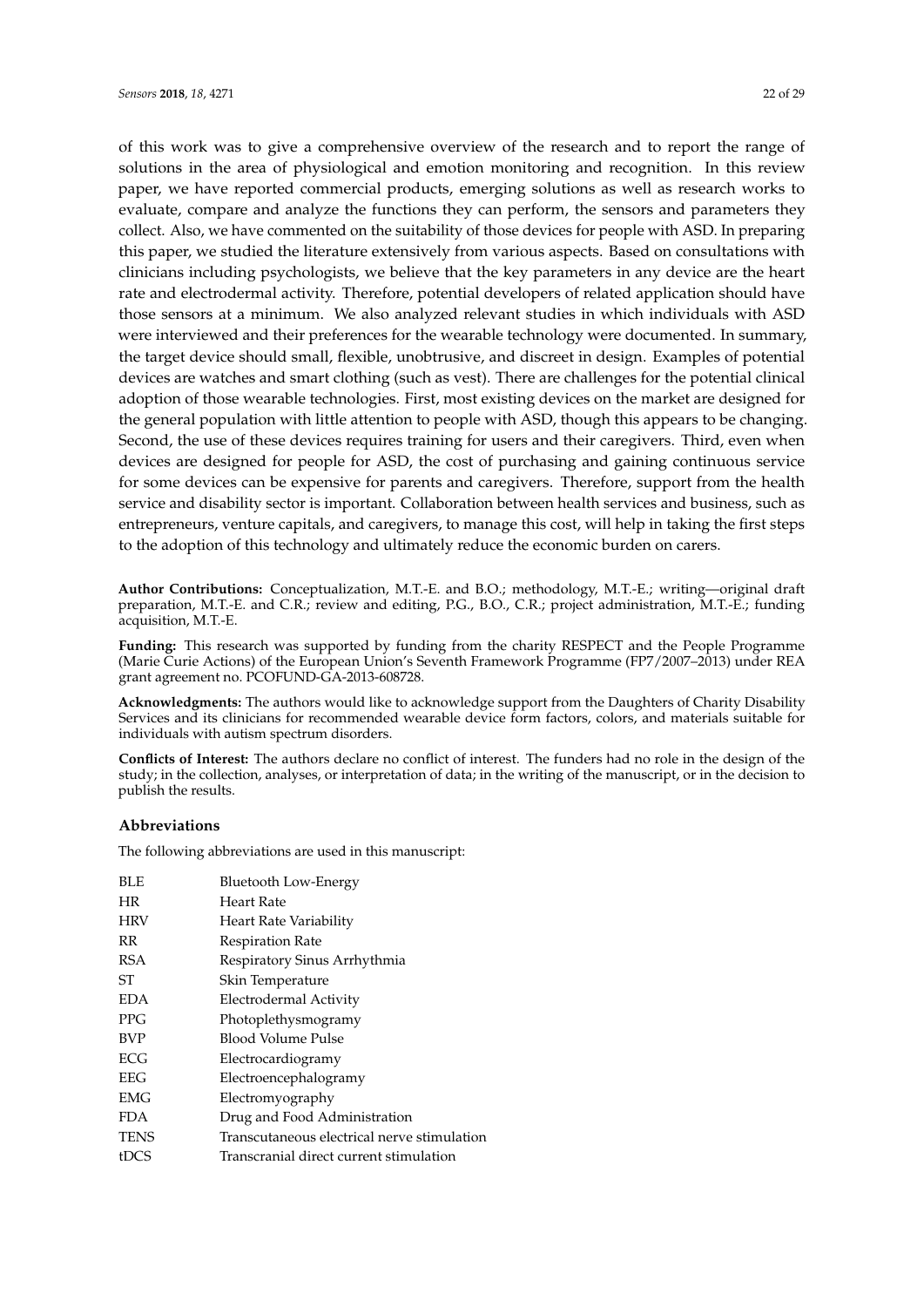of this work was to give a comprehensive overview of the research and to report the range of solutions in the area of physiological and emotion monitoring and recognition. In this review paper, we have reported commercial products, emerging solutions as well as research works to evaluate, compare and analyze the functions they can perform, the sensors and parameters they collect. Also, we have commented on the suitability of those devices for people with ASD. In preparing this paper, we studied the literature extensively from various aspects. Based on consultations with clinicians including psychologists, we believe that the key parameters in any device are the heart rate and electrodermal activity. Therefore, potential developers of related application should have those sensors at a minimum. We also analyzed relevant studies in which individuals with ASD were interviewed and their preferences for the wearable technology were documented. In summary, the target device should small, flexible, unobtrusive, and discreet in design. Examples of potential devices are watches and smart clothing (such as vest). There are challenges for the potential clinical adoption of those wearable technologies. First, most existing devices on the market are designed for the general population with little attention to people with ASD, though this appears to be changing. Second, the use of these devices requires training for users and their caregivers. Third, even when devices are designed for people for ASD, the cost of purchasing and gaining continuous service for some devices can be expensive for parents and caregivers. Therefore, support from the health service and disability sector is important. Collaboration between health services and business, such as entrepreneurs, venture capitals, and caregivers, to manage this cost, will help in taking the first steps to the adoption of this technology and ultimately reduce the economic burden on carers.

**Author Contributions:** Conceptualization, M.T.-E. and B.O.; methodology, M.T.-E.; writing—original draft preparation, M.T.-E. and C.R.; review and editing, P.G., B.O., C.R.; project administration, M.T.-E.; funding acquisition, M.T.-E.

**Funding:** This research was supported by funding from the charity RESPECT and the People Programme (Marie Curie Actions) of the European Union's Seventh Framework Programme (FP7/2007–2013) under REA grant agreement no. PCOFUND-GA-2013-608728.

**Acknowledgments:** The authors would like to acknowledge support from the Daughters of Charity Disability Services and its clinicians for recommended wearable device form factors, colors, and materials suitable for individuals with autism spectrum disorders.

**Conflicts of Interest:** The authors declare no conflict of interest. The funders had no role in the design of the study; in the collection, analyses, or interpretation of data; in the writing of the manuscript, or in the decision to publish the results.

## Abbreviations

The following abbreviations are used in this manuscript:

| | |
|---|---|
| BLE | Bluetooth Low-Energy |
| HR | Heart Rate |
| HRV | Heart Rate Variability |
| RR | Respiration Rate |
| RSA | Respiratory Sinus Arrhythmia |
| ST | Skin Temperature |
| EDA | Electrodermal Activity |
| PPG | Photoplethysmogramy |
| BVP | Blood Volume Pulse |
| ECG | Electrocardiogramy |
| EEG | Electroencephalogramy |
| EMG | Electromyography |
| FDA | Drug and Food Administration |
| TENS | Transcutaneous electrical nerve stimulation |
| tDCS | Transcranial direct current stimulation |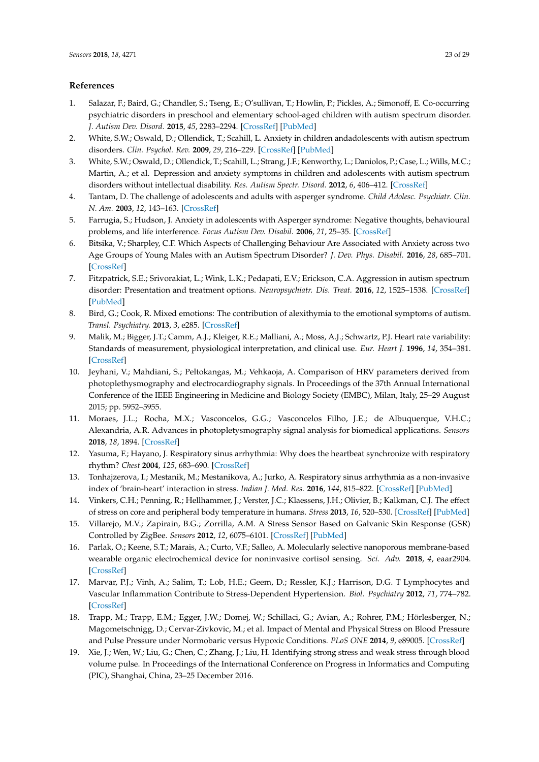## References

1. Salazar, F.; Baird, G.; Chandler, S.; Tseng, E.; O'sullivan, T.; Howlin, P.; Pickles, A.; Simonoff, E. Co-occurring psychiatric disorders in preschool and elementary school-aged children with autism spectrum disorder. *J. Autism Dev. Disord.* **2015**, *45*, 2283–2294. [CrossRef] [PubMed]
2. White, S.W.; Oswald, D.; Ollendick, T.; Scahill, L. Anxiety in children andadolescents with autism spectrum disorders. *Clin. Psychol. Rev.* **2009**, *29*, 216–229. [CrossRef] [PubMed]
3. White, S.W.; Oswald, D.; Ollendick, T.; Scahill, L.; Strang, J.F.; Kenworthy, L.; Daniolos, P.; Case, L.; Wills, M.C.; Martin, A.; et al. Depression and anxiety symptoms in children and adolescents with autism spectrum disorders without intellectual disability. *Res. Autism Spectr. Disord.* **2012**, *6*, 406–412. [CrossRef]
4. Tantam, D. The challenge of adolescents and adults with asperger syndrome. *Child Adolesc. Psychiatr. Clin. N. Am.* **2003**, *12*, 143–163. [CrossRef]
5. Farrugia, S.; Hudson, J. Anxiety in adolescents with Asperger syndrome: Negative thoughts, behavioural problems, and life interference. *Focus Autism Dev. Disabil.* **2006**, *21*, 25–35. [CrossRef]
6. Bitsika, V.; Sharpley, C.F. Which Aspects of Challenging Behaviour Are Associated with Anxiety across two Age Groups of Young Males with an Autism Spectrum Disorder? *J. Dev. Phys. Disabil.* **2016**, *28*, 685–701. [CrossRef]
7. Fitzpatrick, S.E.; Srivorakiat, L.; Wink, L.K.; Pedapati, E.V.; Erickson, C.A. Aggression in autism spectrum disorder: Presentation and treatment options. *Neuropsychiatr. Dis. Treat.* **2016**, *12*, 1525–1538. [CrossRef] [PubMed]
8. Bird, G.; Cook, R. Mixed emotions: The contribution of alexithymia to the emotional symptoms of autism. *Transl. Psychiatry.* **2013**, *3*, e285. [CrossRef]
9. Malik, M.; Bigger, J.T.; Camm, A.J.; Kleiger, R.E.; Malliani, A.; Moss, A.J.; Schwartz, P.J. Heart rate variability: Standards of measurement, physiological interpretation, and clinical use. *Eur. Heart J.* **1996**, *14*, 354–381. [CrossRef]
10. Jeyhani, V.; Mahdiani, S.; Peltokangas, M.; Vehkaoja, A. Comparison of HRV parameters derived from photoplethysmography and electrocardiography signals. In Proceedings of the 37th Annual International Conference of the IEEE Engineering in Medicine and Biology Society (EMBC), Milan, Italy, 25–29 August 2015; pp. 5952–5955.
11. Moraes, J.L.; Rocha, M.X.; Vasconcelos, G.G.; Vasconcelos Filho, J.E.; de Albuquerque, V.H.C.; Alexandria, A.R. Advances in photopletysmography signal analysis for biomedical applications. *Sensors* **2018**, *18*, 1894. [CrossRef]
12. Yasuma, F.; Hayano, J. Respiratory sinus arrhythmia: Why does the heartbeat synchronize with respiratory rhythm? *Chest* **2004**, *125*, 683–690. [CrossRef]
13. Tonhajzerova, I.; Mestanik, M.; Mestanikova, A.; Jurko, A. Respiratory sinus arrhythmia as a non-invasive index of 'brain-heart' interaction in stress. *Indian J. Med. Res.* **2016**, *144*, 815–822. [CrossRef] [PubMed]
14. Vinkers, C.H.; Penning, R.; Hellhammer, J.; Verster, J.C.; Klaessens, J.H.; Olivier, B.; Kalkman, C.J. The effect of stress on core and peripheral body temperature in humans. *Stress* **2013**, *16*, 520–530. [CrossRef] [PubMed]
15. Villarejo, M.V.; Zapirain, B.G.; Zorrilla, A.M. A Stress Sensor Based on Galvanic Skin Response (GSR) Controlled by ZigBee. *Sensors* **2012**, *12*, 6075–6101. [CrossRef] [PubMed]
16. Parlak, O.; Keene, S.T.; Marais, A.; Curto, V.F.; Salleo, A. Molecularly selective nanoporous membrane-based wearable organic electrochemical device for noninvasive cortisol sensing. *Sci. Adv.* **2018**, *4*, eaar2904. [CrossRef]
17. Marvar, P.J.; Vinh, A.; Salim, T.; Lob, H.E.; Geem, D.; Ressler, K.J.; Harrison, D.G. T Lymphocytes and Vascular Inflammation Contribute to Stress-Dependent Hypertension. *Biol. Psychiatry* **2012**, *71*, 774–782. [CrossRef]
18. Trapp, M.; Trapp, E.M.; Egger, J.W.; Domej, W.; Schillaci, G.; Avian, A.; Rohrer, P.M.; Hörlesberger, N.; Magometschnigg, D.; Cervar-Zivkovic, M.; et al. Impact of Mental and Physical Stress on Blood Pressure and Pulse Pressure under Normobaric versus Hypoxic Conditions. *PLoS ONE* **2014**, *9*, e89005. [CrossRef]
19. Xie, J.; Wen, W.; Liu, G.; Chen, C.; Zhang, J.; Liu, H. Identifying strong stress and weak stress through blood volume pulse. In Proceedings of the International Conference on Progress in Informatics and Computing (PIC), Shanghai, China, 23–25 December 2016.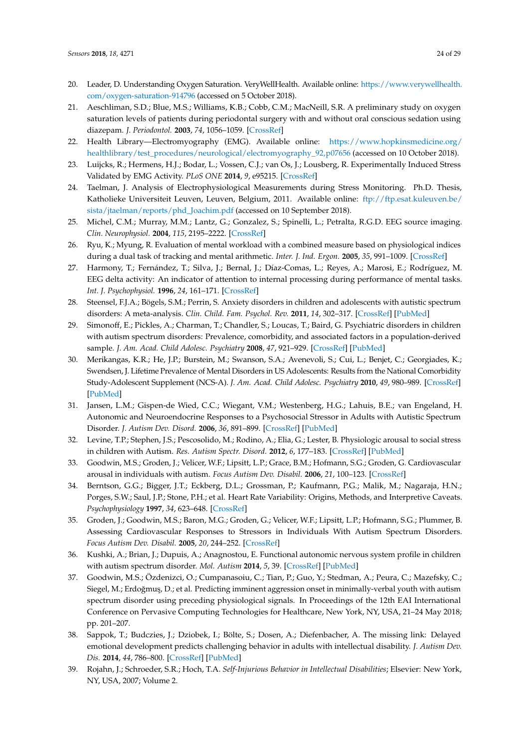20. Leader, D. Understanding Oxygen Saturation. VeryWellHealth. Available online: https://www.verywellhealth.com/oxygen-saturation-914796 (accessed on 5 October 2018).
21. Aeschliman, S.D.; Blue, M.S.; Williams, K.B.; Cobb, C.M.; MacNeill, S.R. A preliminary study on oxygen saturation levels of patients during periodontal surgery with and without oral conscious sedation using diazepam. *J. Periodontol.* **2003**, *74*, 1056–1059. [CrossRef]
22. Health Library—Electromyography (EMG). Available online: https://www.hopkinsmedicine.org/healthlibrary/test_procedures/neurological/electromyography_92,p07656 (accessed on 10 October 2018).
23. Luijcks, R.; Hermens, H.J.; Bodar, L.; Vossen, C.J.; van Os, J.; Lousberg, R. Experimentally Induced Stress Validated by EMG Activity. *PLoS ONE* **2014**, *9*, e95215. [CrossRef]
24. Taelman, J. Analysis of Electrophysiological Measurements during Stress Monitoring. Ph.D. Thesis, Katholieke Universiteit Leuven, Leuven, Belgium, 2011. Available online: ftp://ftp.esat.kuleuven.be/sista/jtaelman/reports/phd_Joachim.pdf (accessed on 10 September 2018).
25. Michel, C.M.; Murray, M.M.; Lantz, G.; Gonzalez, S.; Spinelli, L.; Petralta, R.G.D. EEG source imaging. *Clin. Neurophysiol.* **2004**, *115*, 2195–2222. [CrossRef]
26. Ryu, K.; Myung, R. Evaluation of mental workload with a combined measure based on physiological indices during a dual task of tracking and mental arithmetic. *Inter. J. Ind. Ergon.* **2005**, *35*, 991–1009. [CrossRef]
27. Harmony, T.; Fernández, T.; Silva, J.; Bernal, J.; Díaz-Comas, L.; Reyes, A.; Marosi, E.; Rodríguez, M. EEG delta activity: An indicator of attention to internal processing during performance of mental tasks. *Int. J. Psychophysiol.* **1996**, *24*, 161–171. [CrossRef]
28. Steensel, F.J.A.; Bögels, S.M.; Perrin, S. Anxiety disorders in children and adolescents with autistic spectrum disorders: A meta-analysis. *Clin. Child. Fam. Psychol. Rev.* **2011**, *14*, 302–317. [CrossRef] [PubMed]
29. Simonoff, E.; Pickles, A.; Charman, T.; Chandler, S.; Loucas, T.; Baird, G. Psychiatric disorders in children with autism spectrum disorders: Prevalence, comorbidity, and associated factors in a population-derived sample. *J. Am. Acad. Child Adolesc. Psychiatry* **2008**, *47*, 921–929. [CrossRef] [PubMed]
30. Merikangas, K.R.; He, J.P.; Burstein, M.; Swanson, S.A.; Avenevoli, S.; Cui, L.; Benjet, C.; Georgiades, K.; Swendsen, J. Lifetime Prevalence of Mental Disorders in US Adolescents: Results from the National Comorbidity Study-Adolescent Supplement (NCS-A). *J. Am. Acad. Child Adolesc. Psychiatry* **2010**, *49*, 980–989. [CrossRef] [PubMed]
31. Jansen, L.M.; Gispen-de Wied, C.C.; Wiegant, V.M.; Westenberg, H.G.; Lahuis, B.E.; van Engeland, H. Autonomic and Neuroendocrine Responses to a Psychosocial Stressor in Adults with Autistic Spectrum Disorder. *J. Autism Dev. Disord.* **2006**, *36*, 891–899. [CrossRef] [PubMed]
32. Levine, T.P.; Stephen, J.S.; Pescosolido, M.; Rodino, A.; Elia, G.; Lester, B. Physiologic arousal to social stress in children with Autism. *Res. Autism Spectr. Disord.* **2012**, *6*, 177–183. [CrossRef] [PubMed]
33. Goodwin, M.S.; Groden, J.; Velicer, W.F.; Lipsitt, L.P.; Grace, B.M.; Hofmann, S.G.; Groden, G. Cardiovascular arousal in individuals with autism. *Focus Autism Dev. Disabil.* **2006**, *21*, 100–123. [CrossRef]
34. Berntson, G.G.; Bigger, J.T.; Eckberg, D.L.; Grossman, P.; Kaufmann, P.G.; Malik, M.; Nagaraja, H.N.; Porges, S.W.; Saul, J.P.; Stone, P.H.; et al. Heart Rate Variability: Origins, Methods, and Interpretive Caveats. *Psychophysiology* **1997**, *34*, 623–648. [CrossRef]
35. Groden, J.; Goodwin, M.S.; Baron, M.G.; Groden, G.; Velicer, W.F.; Lipsitt, L.P.; Hofmann, S.G.; Plummer, B. Assessing Cardiovascular Responses to Stressors in Individuals With Autism Spectrum Disorders. *Focus Autism Dev. Disabil.* **2005**, *20*, 244–252. [CrossRef]
36. Kushki, A.; Brian, J.; Dupuis, A.; Anagnostou, E. Functional autonomic nervous system profile in children with autism spectrum disorder. *Mol. Autism* **2014**, *5*, 39. [CrossRef] [PubMed]
37. Goodwin, M.S.; Özdenizci, O.; Cumpanasoiu, C.; Tian, P.; Guo, Y.; Stedman, A.; Peura, C.; Mazefsky, C.; Siegel, M.; Erdoğmuş, D.; et al. Predicting imminent aggression onset in minimally-verbal youth with autism spectrum disorder using preceding physiological signals. In Proceedings of the 12th EAI International Conference on Pervasive Computing Technologies for Healthcare, New York, NY, USA, 21–24 May 2018; pp. 201–207.
38. Sappok, T.; Budczies, J.; Dziobek, I.; Bölte, S.; Dosen, A.; Diefenbacher, A. The missing link: Delayed emotional development predicts challenging behavior in adults with intellectual disability. *J. Autism Dev. Dis.* **2014**, *44*, 786–800. [CrossRef] [PubMed]
39. Rojahn, J.; Schroeder, S.R.; Hoch, T.A. *Self-Injurious Behavior in Intellectual Disabilities*; Elsevier: New York, NY, USA, 2007; Volume 2.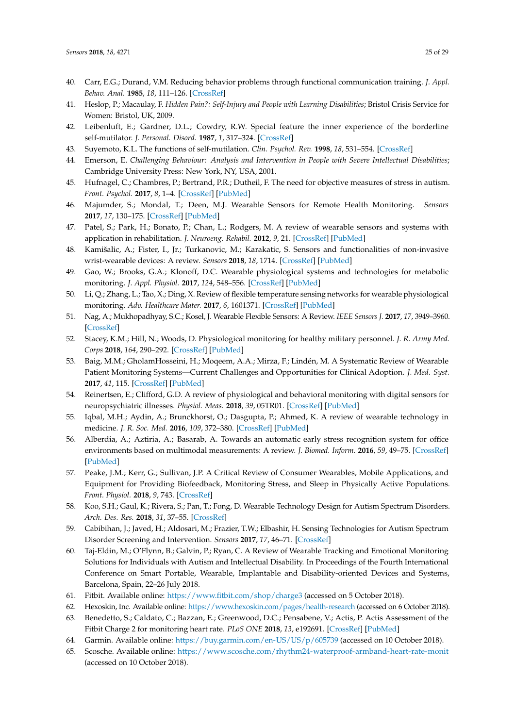40. Carr, E.G.; Durand, V.M. Reducing behavior problems through functional communication training. *J. Appl. Behav. Anal.* **1985**, *18*, 111–126. [CrossRef]
41. Heslop, P.; Macaulay, F. *Hidden Pain?: Self-Injury and People with Learning Disabilities*; Bristol Crisis Service for Women: Bristol, UK, 2009.
42. Leibenluft, E.; Gardner, D.L.; Cowdry, R.W. Special feature the inner experience of the borderline self-mutilator. *J. Personal. Disord.* **1987**, *1*, 317–324. [CrossRef]
43. Suyemoto, K.L. The functions of self-mutilation. *Clin. Psychol. Rev.* **1998**, *18*, 531–554. [CrossRef]
44. Emerson, E. *Challenging Behaviour: Analysis and Intervention in People with Severe Intellectual Disabilities*; Cambridge University Press: New York, NY, USA, 2001.
45. Hufnagel, C.; Chambres, P.; Bertrand, P.R.; Dutheil, F. The need for objective measures of stress in autism. *Front. Psychol.* **2017**, *8*, 1–4. [CrossRef] [PubMed]
46. Majumder, S.; Mondal, T.; Deen, M.J. Wearable Sensors for Remote Health Monitoring. *Sensors* **2017**, *17*, 130–175. [CrossRef] [PubMed]
47. Patel, S.; Park, H.; Bonato, P.; Chan, L.; Rodgers, M. A review of wearable sensors and systems with application in rehabilitation. *J. Neuroeng. Rehabil.* **2012**, *9*, 21. [CrossRef] [PubMed]
48. Kamišalic, A.; Fister, I., Jr.; Turkanovic, M.; Karakatic, S. Sensors and functionalities of non-invasive wrist-wearable devices: A review. *Sensors* **2018**, *18*, 1714. [CrossRef] [PubMed]
49. Gao, W.; Brooks, G.A.; Klonoff, D.C. Wearable physiological systems and technologies for metabolic monitoring. *J. Appl. Physiol.* **2017**, *124*, 548–556. [CrossRef] [PubMed]
50. Li, Q.; Zhang, L.; Tao, X.; Ding, X. Review of flexible temperature sensing networks for wearable physiological monitoring. *Adv. Healthcare Mater.* **2017**, *6*, 1601371. [CrossRef] [PubMed]
51. Nag, A.; Mukhopadhyay, S.C.; Kosel, J. Wearable Flexible Sensors: A Review. *IEEE Sensors J.* **2017**, *17*, 3949–3960. [CrossRef]
52. Stacey, K.M.; Hill, N.; Woods, D. Physiological monitoring for healthy military personnel. *J. R. Army Med. Corps* **2018**, *164*, 290–292. [CrossRef] [PubMed]
53. Baig, M.M.; GholamHosseini, H.; Moqeem, A.A.; Mirza, F.; Lindén, M. A Systematic Review of Wearable Patient Monitoring Systems—Current Challenges and Opportunities for Clinical Adoption. *J. Med. Syst.* **2017**, *41*, 115. [CrossRef] [PubMed]
54. Reinertsen, E.; Clifford, G.D. A review of physiological and behavioral monitoring with digital sensors for neuropsychiatric illnesses. *Physiol. Meas.* **2018**, *39*, 05TR01. [CrossRef] [PubMed]
55. Iqbal, M.H.; Aydin, A.; Brunckhorst, O.; Dasgupta, P.; Ahmed, K. A review of wearable technology in medicine. *J. R. Soc. Med.* **2016**, *109*, 372–380. [CrossRef] [PubMed]
56. Alberdia, A.; Aztiria, A.; Basarab, A. Towards an automatic early stress recognition system for office environments based on multimodal measurements: A review. *J. Biomed. Inform.* **2016**, *59*, 49–75. [CrossRef] [PubMed]
57. Peake, J.M.; Kerr, G.; Sullivan, J.P. A Critical Review of Consumer Wearables, Mobile Applications, and Equipment for Providing Biofeedback, Monitoring Stress, and Sleep in Physically Active Populations. *Front. Physiol.* **2018**, *9*, 743. [CrossRef]
58. Koo, S.H.; Gaul, K.; Rivera, S.; Pan, T.; Fong, D. Wearable Technology Design for Autism Spectrum Disorders. *Arch. Des. Res.* **2018**, *31*, 37–55. [CrossRef]
59. Cabibihan, J.; Javed, H.; Aldosari, M.; Frazier, T.W.; Elbashir, H. Sensing Technologies for Autism Spectrum Disorder Screening and Intervention. *Sensors* **2017**, *17*, 46–71. [CrossRef]
60. Taj-Eldin, M.; O'Flynn, B.; Galvin, P.; Ryan, C. A Review of Wearable Tracking and Emotional Monitoring Solutions for Individuals with Autism and Intellectual Disability. In Proceedings of the Fourth International Conference on Smart Portable, Wearable, Implantable and Disability-oriented Devices and Systems, Barcelona, Spain, 22–26 July 2018.
61. Fitbit. Available online: https://www.fitbit.com/shop/charge3 (accessed on 5 October 2018).
62. Hexoskin, Inc. Available online: https://www.hexoskin.com/pages/health-research (accessed on 6 October 2018).
63. Benedetto, S.; Caldato, C.; Bazzan, E.; Greenwood, D.C.; Pensabene, V.; Actis, P. Actis Assessment of the Fitbit Charge 2 for monitoring heart rate. *PLoS ONE* **2018**, *13*, e192691. [CrossRef] [PubMed]
64. Garmin. Available online: https://buy.garmin.com/en-US/US/p/605739 (accessed on 10 October 2018).
65. Scosche. Available online: https://www.scosche.com/rhythm24-waterproof-armband-heart-rate-monit (accessed on 10 October 2018).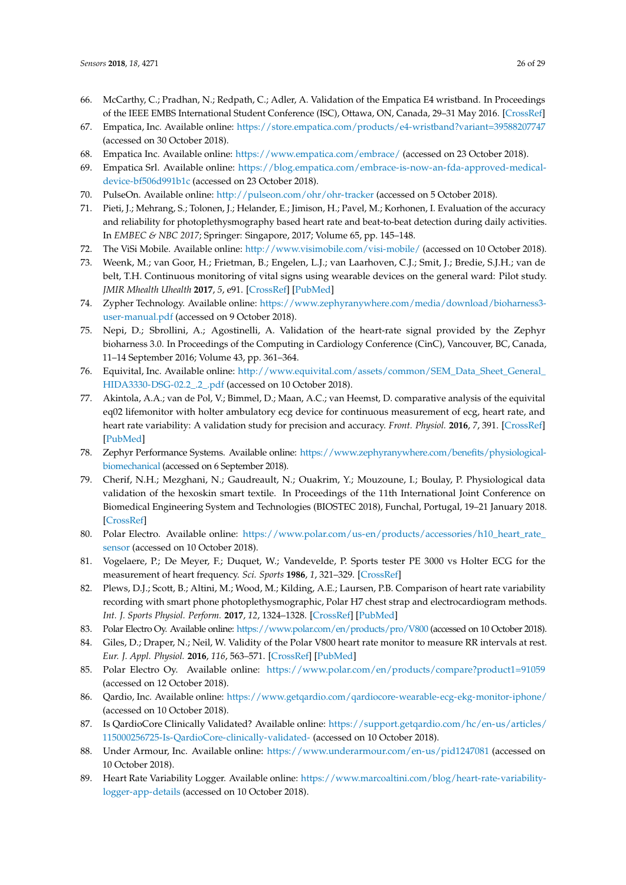66. McCarthy, C.; Pradhan, N.; Redpath, C.; Adler, A. Validation of the Empatica E4 wristband. In Proceedings of the IEEE EMBS International Student Conference (ISC), Ottawa, ON, Canada, 29–31 May 2016. [CrossRef]
67. Empatica, Inc. Available online: https://store.empatica.com/products/e4-wristband?variant=39588207747 (accessed on 30 October 2018).
68. Empatica Inc. Available online: https://www.empatica.com/embrace/ (accessed on 23 October 2018).
69. Empatica Srl. Available online: https://blog.empatica.com/embrace-is-now-an-fda-approved-medical-device-bf506d991b1c (accessed on 23 October 2018).
70. PulseOn. Available online: http://pulseon.com/ohr/ohr-tracker (accessed on 5 October 2018).
71. Pieti, J.; Mehrang, S.; Tolonen, J.; Helander, E.; Jimison, H.; Pavel, M.; Korhonen, I. Evaluation of the accuracy and reliability for photoplethysmography based heart rate and beat-to-beat detection during daily activities. In *EMBEC & NBC 2017*; Springer: Singapore, 2017; Volume 65, pp. 145–148.
72. The ViSi Mobile. Available online: http://www.visimobile.com/visi-mobile/ (accessed on 10 October 2018).
73. Weenk, M.; van Goor, H.; Frietman, B.; Engelen, L.J.; van Laarhoven, C.J.; Smit, J.; Bredie, S.J.H.; van de belt, T.H. Continuous monitoring of vital signs using wearable devices on the general ward: Pilot study. *JMIR Mhealth Uhealth* **2017**, *5*, e91. [CrossRef] [PubMed]
74. Zypher Technology. Available online: https://www.zephyranywhere.com/media/download/bioharness3-user-manual.pdf (accessed on 9 October 2018).
75. Nepi, D.; Sbrollini, A.; Agostinelli, A. Validation of the heart-rate signal provided by the Zephyr bioharness 3.0. In Proceedings of the Computing in Cardiology Conference (CinC), Vancouver, BC, Canada, 11–14 September 2016; Volume 43, pp. 361–364.
76. Equivital, Inc. Available online: http://www.equivital.com/assets/common/SEM_Data_Sheet_General_HIDA3330-DSG-02.2_.2_.pdf (accessed on 10 October 2018).
77. Akintola, A.A.; van de Pol, V.; Bimmel, D.; Maan, A.C.; van Heemst, D. comparative analysis of the equivital eq02 lifemonitor with holter ambulatory ecg device for continuous measurement of ecg, heart rate, and heart rate variability: A validation study for precision and accuracy. *Front. Physiol.* **2016**, *7*, 391. [CrossRef] [PubMed]
78. Zephyr Performance Systems. Available online: https://www.zephyranywhere.com/benefits/physiological-biomechanical (accessed on 6 September 2018).
79. Cherif, N.H.; Mezghani, N.; Gaudreault, N.; Ouakrim, Y.; Mouzoune, I.; Boulay, P. Physiological data validation of the hexoskin smart textile. In Proceedings of the 11th International Joint Conference on Biomedical Engineering System and Technologies (BIOSTEC 2018), Funchal, Portugal, 19–21 January 2018. [CrossRef]
80. Polar Electro. Available online: https://www.polar.com/us-en/products/accessories/h10_heart_rate_sensor (accessed on 10 October 2018).
81. Vogelaere, P.; De Meyer, F.; Duquet, W.; Vandevelde, P. Sports tester PE 3000 vs Holter ECG for the measurement of heart frequency. *Sci. Sports* **1986**, *1*, 321–329. [CrossRef]
82. Plews, D.J.; Scott, B.; Altini, M.; Wood, M.; Kilding, A.E.; Laursen, P.B. Comparison of heart rate variability recording with smart phone photoplethysmographic, Polar H7 chest strap and electrocardiogram methods. *Int. J. Sports Physiol. Perform.* **2017**, *12*, 1324–1328. [CrossRef] [PubMed]
83. Polar Electro Oy. Available online: https://www.polar.com/en/products/pro/V800 (accessed on 10 October 2018).
84. Giles, D.; Draper, N.; Neil, W. Validity of the Polar V800 heart rate monitor to measure RR intervals at rest. *Eur. J. Appl. Physiol.* **2016**, *116*, 563–571. [CrossRef] [PubMed]
85. Polar Electro Oy. Available online: https://www.polar.com/en/products/compare?product1=91059 (accessed on 12 October 2018).
86. Qardio, Inc. Available online: https://www.getqardio.com/qardiocore-wearable-ecg-ekg-monitor-iphone/ (accessed on 10 October 2018).
87. Is QardioCore Clinically Validated? Available online: https://support.getqardio.com/hc/en-us/articles/115000256725-Is-QardioCore-clinically-validated- (accessed on 10 October 2018).
88. Under Armour, Inc. Available online: https://www.underarmour.com/en-us/pid1247081 (accessed on 10 October 2018).
89. Heart Rate Variability Logger. Available online: https://www.marcoaltini.com/blog/heart-rate-variability-logger-app-details (accessed on 10 October 2018).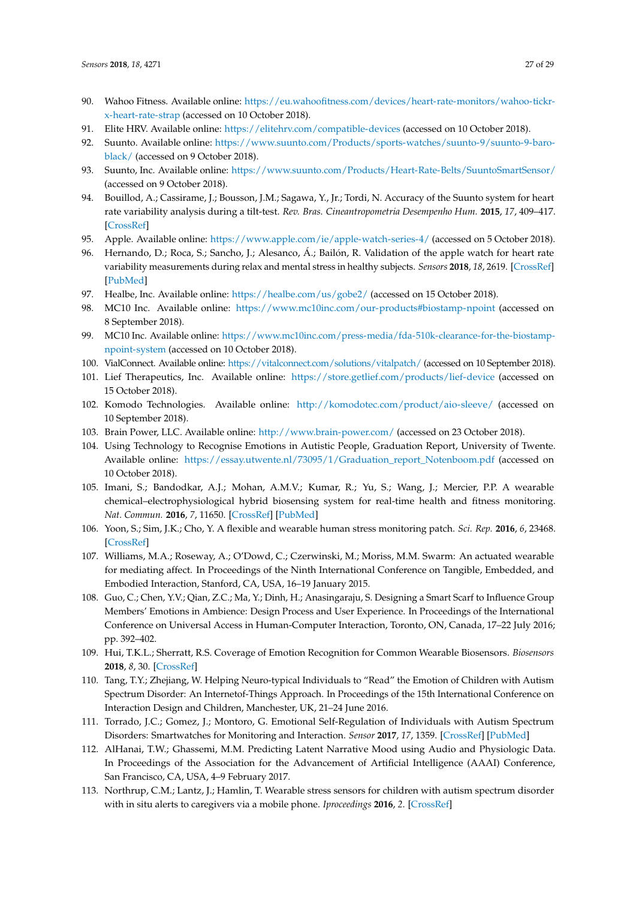90. Wahoo Fitness. Available online: https://eu.wahoofitness.com/devices/heart-rate-monitors/wahoo-tickr-x-heart-rate-strap (accessed on 10 October 2018).
91. Elite HRV. Available online: https://elitehrv.com/compatible-devices (accessed on 10 October 2018).
92. Suunto. Available online: https://www.suunto.com/Products/sports-watches/suunto-9/suunto-9-baro-black/ (accessed on 9 October 2018).
93. Suunto, Inc. Available online: https://www.suunto.com/Products/Heart-Rate-Belts/SuuntoSmartSensor/ (accessed on 9 October 2018).
94. Bouillod, A.; Cassirame, J.; Bousson, J.M.; Sagawa, Y., Jr.; Tordi, N. Accuracy of the Suunto system for heart rate variability analysis during a tilt-test. *Rev. Bras. Cineantropometria Desempenho Hum.* **2015**, *17*, 409–417. [CrossRef]
95. Apple. Available online: https://www.apple.com/ie/apple-watch-series-4/ (accessed on 5 October 2018).
96. Hernando, D.; Roca, S.; Sancho, J.; Alesanco, Á.; Bailón, R. Validation of the apple watch for heart rate variability measurements during relax and mental stress in healthy subjects. *Sensors* **2018**, *18*, 2619. [CrossRef] [PubMed]
97. Healbe, Inc. Available online: https://healbe.com/us/gobe2/ (accessed on 15 October 2018).
98. MC10 Inc. Available online: https://www.mc10inc.com/our-products#biostamp-npoint (accessed on 8 September 2018).
99. MC10 Inc. Available online: https://www.mc10inc.com/press-media/fda-510k-clearance-for-the-biostamp-npoint-system (accessed on 10 October 2018).
100. VialConnect. Available online: https://vitalconnect.com/solutions/vitalpatch/ (accessed on 10 September 2018).
101. Lief Therapeutics, Inc. Available online: https://store.getlief.com/products/lief-device (accessed on 15 October 2018).
102. Komodo Technologies. Available online: http://komodotec.com/product/aio-sleeve/ (accessed on 10 September 2018).
103. Brain Power, LLC. Available online: http://www.brain-power.com/ (accessed on 23 October 2018).
104. Using Technology to Recognise Emotions in Autistic People, Graduation Report, University of Twente. Available online: https://essay.utwente.nl/73095/1/Graduation_report_Notenboom.pdf (accessed on 10 October 2018).
105. Imani, S.; Bandodkar, A.J.; Mohan, A.M.V.; Kumar, R.; Yu, S.; Wang, J.; Mercier, P.P. A wearable chemical–electrophysiological hybrid biosensing system for real-time health and fitness monitoring. *Nat. Commun.* **2016**, *7*, 11650. [CrossRef] [PubMed]
106. Yoon, S.; Sim, J.K.; Cho, Y. A flexible and wearable human stress monitoring patch. *Sci. Rep.* **2016**, *6*, 23468. [CrossRef]
107. Williams, M.A.; Roseway, A.; O'Dowd, C.; Czerwinski, M.; Moriss, M.M. Swarm: An actuated wearable for mediating affect. In Proceedings of the Ninth International Conference on Tangible, Embedded, and Embodied Interaction, Stanford, CA, USA, 16–19 January 2015.
108. Guo, C.; Chen, Y.V.; Qian, Z.C.; Ma, Y.; Dinh, H.; Anasingaraju, S. Designing a Smart Scarf to Influence Group Members' Emotions in Ambience: Design Process and User Experience. In Proceedings of the International Conference on Universal Access in Human-Computer Interaction, Toronto, ON, Canada, 17–22 July 2016; pp. 392–402.
109. Hui, T.K.L.; Sherratt, R.S. Coverage of Emotion Recognition for Common Wearable Biosensors. *Biosensors* **2018**, *8*, 30. [CrossRef]
110. Tang, T.Y.; Zhejiang, W. Helping Neuro-typical Individuals to "Read" the Emotion of Children with Autism Spectrum Disorder: An Internetof-Things Approach. In Proceedings of the 15th International Conference on Interaction Design and Children, Manchester, UK, 21–24 June 2016.
111. Torrado, J.C.; Gomez, J.; Montoro, G. Emotional Self-Regulation of Individuals with Autism Spectrum Disorders: Smartwatches for Monitoring and Interaction. *Sensor* **2017**, *17*, 1359. [CrossRef] [PubMed]
112. AlHanai, T.W.; Ghassemi, M.M. Predicting Latent Narrative Mood using Audio and Physiologic Data. In Proceedings of the Association for the Advancement of Artificial Intelligence (AAAI) Conference, San Francisco, CA, USA, 4–9 February 2017.
113. Northrup, C.M.; Lantz, J.; Hamlin, T. Wearable stress sensors for children with autism spectrum disorder with in situ alerts to caregivers via a mobile phone. *Iproceedings* **2016**, *2*. [CrossRef]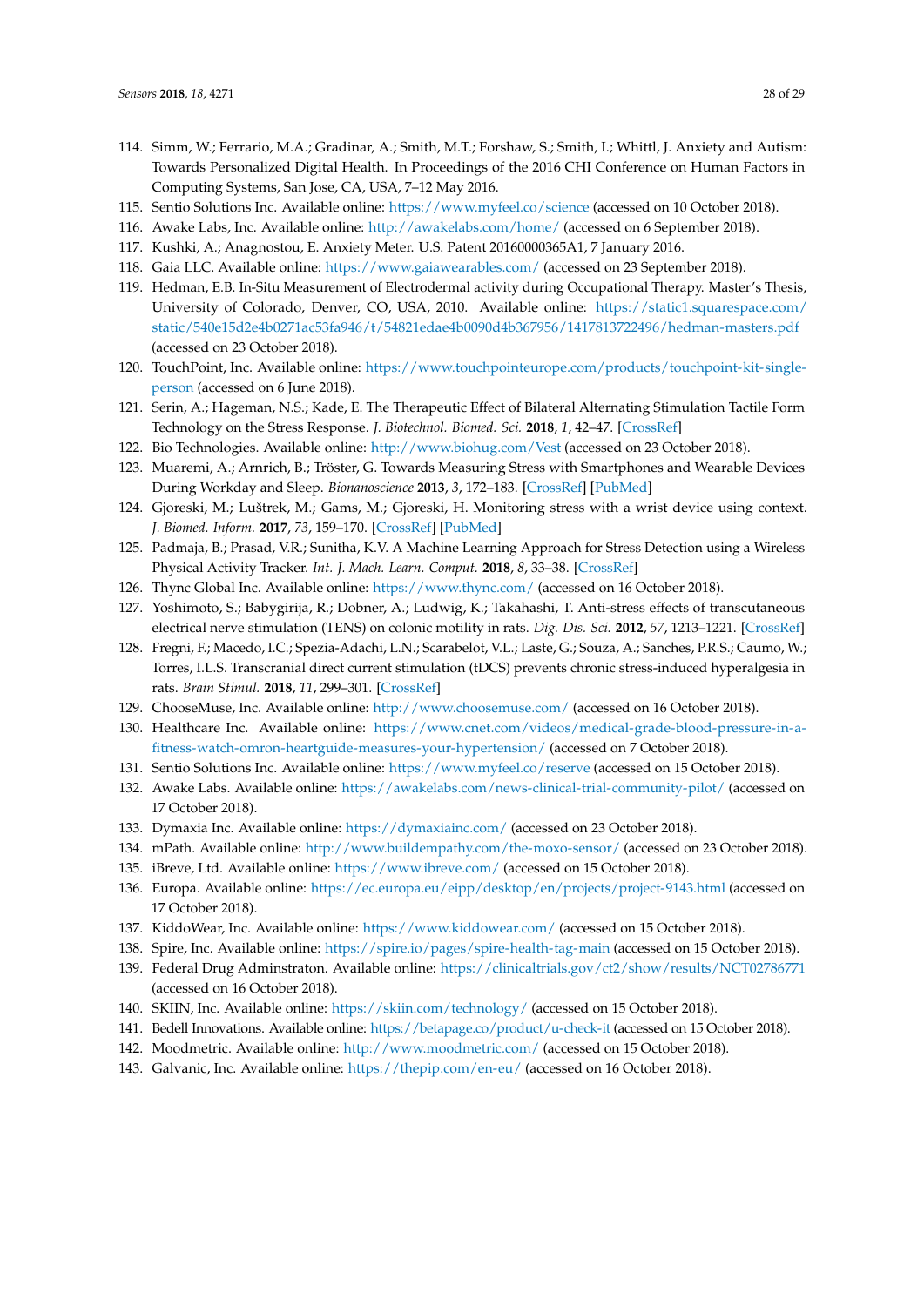114. Simm, W.; Ferrario, M.A.; Gradinar, A.; Smith, M.T.; Forshaw, S.; Smith, I.; Whittl, J. Anxiety and Autism: Towards Personalized Digital Health. In Proceedings of the 2016 CHI Conference on Human Factors in Computing Systems, San Jose, CA, USA, 7–12 May 2016.
115. Sentio Solutions Inc. Available online: https://www.myfeel.co/science (accessed on 10 October 2018).
116. Awake Labs, Inc. Available online: http://awakelabs.com/home/ (accessed on 6 September 2018).
117. Kushki, A.; Anagnostou, E. Anxiety Meter. U.S. Patent 20160000365A1, 7 January 2016.
118. Gaia LLC. Available online: https://www.gaiawearables.com/ (accessed on 23 September 2018).
119. Hedman, E.B. In-Situ Measurement of Electrodermal activity during Occupational Therapy. Master's Thesis, University of Colorado, Denver, CO, USA, 2010. Available online: https://static1.squarespace.com/static/540e15d2e4b0271ac53fa946/t/54821edae4b0090d4b367956/1417813722496/hedman-masters.pdf (accessed on 23 October 2018).
120. TouchPoint, Inc. Available online: https://www.touchpointeurope.com/products/touchpoint-kit-single-person (accessed on 6 June 2018).
121. Serin, A.; Hageman, N.S.; Kade, E. The Therapeutic Effect of Bilateral Alternating Stimulation Tactile Form Technology on the Stress Response. *J. Biotechnol. Biomed. Sci.* **2018**, *1*, 42–47. [CrossRef]
122. Bio Technologies. Available online: http://www.biohug.com/Vest (accessed on 23 October 2018).
123. Muaremi, A.; Arnrich, B.; Tröster, G. Towards Measuring Stress with Smartphones and Wearable Devices During Workday and Sleep. *Bionanoscience* **2013**, *3*, 172–183. [CrossRef] [PubMed]
124. Gjoreski, M.; Luštrek, M.; Gams, M.; Gjoreski, H. Monitoring stress with a wrist device using context. *J. Biomed. Inform.* **2017**, *73*, 159–170. [CrossRef] [PubMed]
125. Padmaja, B.; Prasad, V.R.; Sunitha, K.V. A Machine Learning Approach for Stress Detection using a Wireless Physical Activity Tracker. *Int. J. Mach. Learn. Comput.* **2018**, *8*, 33–38. [CrossRef]
126. Thync Global Inc. Available online: https://www.thync.com/ (accessed on 16 October 2018).
127. Yoshimoto, S.; Babygirija, R.; Dobner, A.; Ludwig, K.; Takahashi, T. Anti-stress effects of transcutaneous electrical nerve stimulation (TENS) on colonic motility in rats. *Dig. Dis. Sci.* **2012**, *57*, 1213–1221. [CrossRef]
128. Fregni, F.; Macedo, I.C.; Spezia-Adachi, L.N.; Scarabelot, V.L.; Laste, G.; Souza, A.; Sanches, P.R.S.; Caumo, W.; Torres, I.L.S. Transcranial direct current stimulation (tDCS) prevents chronic stress-induced hyperalgesia in rats. *Brain Stimul.* **2018**, *11*, 299–301. [CrossRef]
129. ChooseMuse, Inc. Available online: http://www.choosemuse.com/ (accessed on 16 October 2018).
130. Healthcare Inc. Available online: https://www.cnet.com/videos/medical-grade-blood-pressure-in-a-fitness-watch-omron-heartguide-measures-your-hypertension/ (accessed on 7 October 2018).
131. Sentio Solutions Inc. Available online: https://www.myfeel.co/reserve (accessed on 15 October 2018).
132. Awake Labs. Available online: https://awakelabs.com/news-clinical-trial-community-pilot/ (accessed on 17 October 2018).
133. Dymaxia Inc. Available online: https://dymaxiainc.com/ (accessed on 23 October 2018).
134. mPath. Available online: http://www.buildempathy.com/the-moxo-sensor/ (accessed on 23 October 2018).
135. iBreve, Ltd. Available online: https://www.ibreve.com/ (accessed on 15 October 2018).
136. Europa. Available online: https://ec.europa.eu/eipp/desktop/en/projects/project-9143.html (accessed on 17 October 2018).
137. KiddoWear, Inc. Available online: https://www.kiddowear.com/ (accessed on 15 October 2018).
138. Spire, Inc. Available online: https://spire.io/pages/spire-health-tag-main (accessed on 15 October 2018).
139. Federal Drug Adminstraton. Available online: https://clinicaltrials.gov/ct2/show/results/NCT02786771 (accessed on 16 October 2018).
140. SKIIN, Inc. Available online: https://skiin.com/technology/ (accessed on 15 October 2018).
141. Bedell Innovations. Available online: https://betapage.co/product/u-check-it (accessed on 15 October 2018).
142. Moodmetric. Available online: http://www.moodmetric.com/ (accessed on 15 October 2018).
143. Galvanic, Inc. Available online: https://thepip.com/en-eu/ (accessed on 16 October 2018).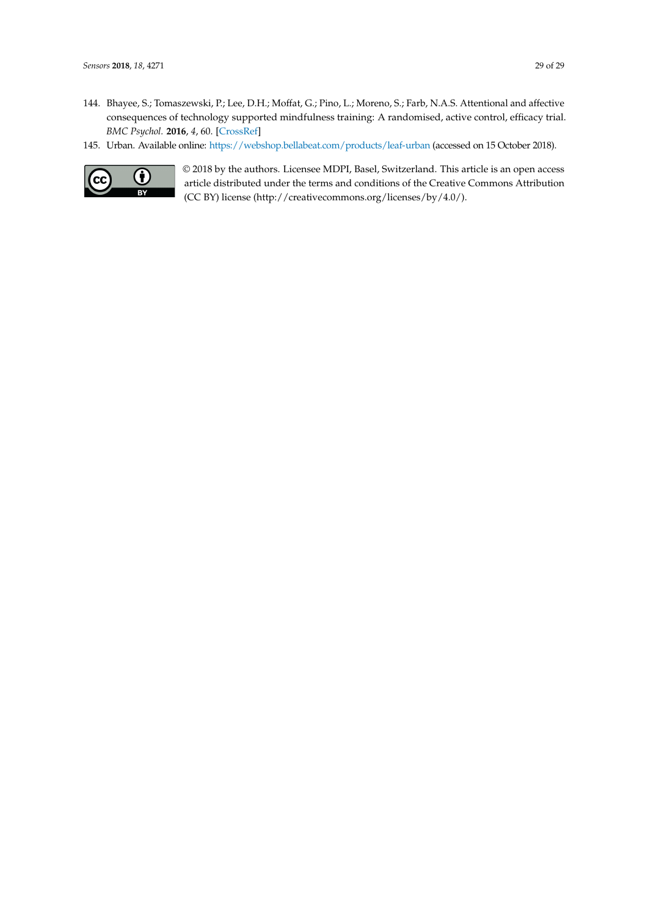144. Bhayee, S.; Tomaszewski, P.; Lee, D.H.; Moffat, G.; Pino, L.; Moreno, S.; Farb, N.A.S. Attentional and affective consequences of technology supported mindfulness training: A randomised, active control, efficacy trial. *BMC Psychol.* **2016**, *4*, 60. [CrossRef]
145. Urban. Available online: https://webshop.bellabeat.com/products/leaf-urban (accessed on 15 October 2018).

© 2018 by the authors. Licensee MDPI, Basel, Switzerland. This article is an open access article distributed under the terms and conditions of the Creative Commons Attribution (CC BY) license (http://creativecommons.org/licenses/by/4.0/).